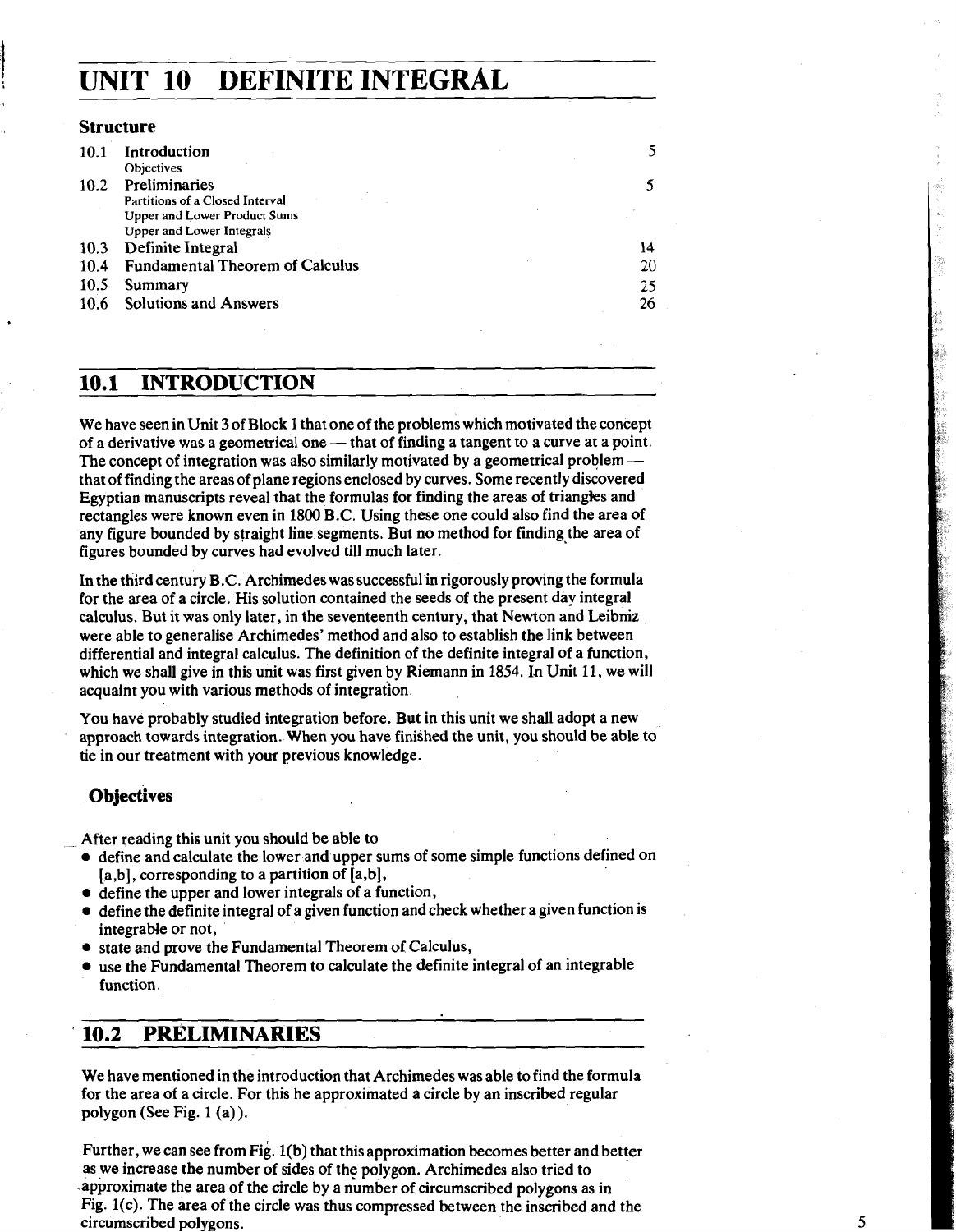# UNIT 10 DEFINITE INTEGRAL

### Structure

| | | |
|---|---|---|
| 10.1 | Introduction<br>Objectives | 5 |
| 10.2 | Preliminaries<br>Partitions of a Closed Interval<br>Upper and Lower Product Sums<br>Upper and Lower Integrals | 5 |
| 10.3 | Definite Integral | 14 |
| 10.4 | Fundamental Theorem of Calculus | 20 |
| 10.5 | Summary | 25 |
| 10.6 | Solutions and Answers | 26 |

## 10.1 INTRODUCTION

We have seen in Unit 3 of Block 1 that one of the problems which motivated the concept of a derivative was a geometrical one — that of finding a tangent to a curve at a point. The concept of integration was also similarly motivated by a geometrical problem — that of finding the areas of plane regions enclosed by curves. Some recently discovered Egyptian manuscripts reveal that the formulas for finding the areas of triangles and rectangles were known even in 1800 B.C. Using these one could also find the area of any figure bounded by straight line segments. But no method for finding the area of figures bounded by curves had evolved till much later.

In the third century B.C. Archimedes was successful in rigorously proving the formula for the area of a circle. His solution contained the seeds of the present day integral calculus. But it was only later, in the seventeenth century, that Newton and Leibniz were able to generalise Archimedes' method and also to establish the link between differential and integral calculus. The definition of the definite integral of a function, which we shall give in this unit was first given by Riemann in 1854. In Unit 11, we will acquaint you with various methods of integration.

You have probably studied integration before. But in this unit we shall adopt a new approach towards integration. When you have finished the unit, you should be able to tie in our treatment with your previous knowledge.

### Objectives

After reading this unit you should be able to

- define and calculate the lower and upper sums of some simple functions defined on [a,b], corresponding to a partition of [a,b],
- define the upper and lower integrals of a function,
- define the definite integral of a given function and check whether a given function is integrable or not,
- state and prove the Fundamental Theorem of Calculus,
- use the Fundamental Theorem to calculate the definite integral of an integrable function.

## 10.2 PRELIMINARIES

We have mentioned in the introduction that Archimedes was able to find the formula for the area of a circle. For this he approximated a circle by an inscribed regular polygon (See Fig. 1 (a)).

Further, we can see from Fig. 1(b) that this approximation becomes better and better as we increase the number of sides of the polygon. Archimedes also tried to approximate the area of the circle by a number of circumscribed polygons as in Fig. 1(c). The area of the circle was thus compressed between the inscribed and the circumscribed polygons.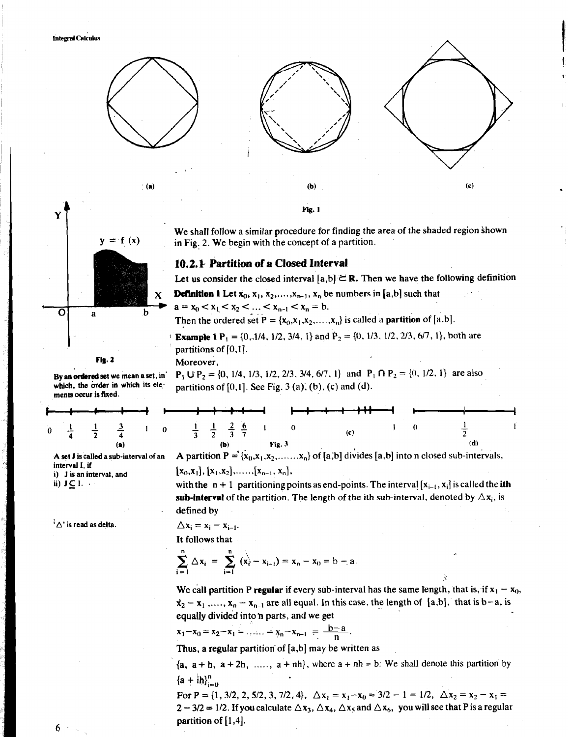(a) (b) (c)

Fig. 1

We shall follow a similar procedure for finding the area of the shaded region shown in Fig. 2. We begin with the concept of a partition.

$y = f(x)$

Fig. 2

### 10.2.1 Partition of a Closed Interval

Let us consider the closed interval $[a,b] \subset \mathbf{R}$. Then we have the following definition

**Definition 1** Let $x_0, x_1, x_2, \ldots, x_{n-1}, x_n$ be numbers in $[a,b]$ such that

$a = x_0 < x_1 < x_2 < \ldots < x_{n-1} < x_n = b$.

Then the ordered set $P = \{x_0, x_1, x_2, \ldots, x_n\}$ is called a **partition** of $[a,b]$.

By an **ordered** set we mean a set, in which, the order in which its elements occur is fixed.

**Example 1** $P_1 = \{0, 1/4, 1/2, 3/4, 1\}$ and $P_2 = \{0, 1/3, 1/2, 2/3, 6/7, 1\}$, both are partitions of $[0,1]$.

Moreover,

$P_1 \cup P_2 = \{0, 1/4, 1/3, 1/2, 2/3, 3/4, 6/7, 1\}$ and $P_1 \cap P_2 = \{0, 1/2, 1\}$ are also partitions of $[0,1]$. See Fig. 3 (a), (b), (c) and (d).

(a) (b) (c) (d)

Fig. 3

A set J is called a sub-interval of an interval I, if

i) J is an interval, and

ii) $J \subseteq I$.

A partition $P = \{x_0, x_1, x_2, \ldots, x_n\}$ of $[a,b]$ divides $[a,b]$ into n closed sub-intervals,

$[x_0, x_1], [x_1, x_2], \ldots, [x_{n-1}, x_n]$,

with the $n + 1$ partitioning points as end-points. The interval $[x_{i-1}, x_i]$ is called the **ith sub-interval** of the partition. The length of the ith sub-interval, denoted by $\Delta x_i$, is defined by

'$\Delta$' is read as delta.

$\Delta x_i = x_i - x_{i-1}$.

It follows that

$$\sum_{i=1}^{n} \Delta x_i = \sum_{i=1}^{n} (x_i - x_{i-1}) = x_n - x_0 = b - a.$$

We call partition P **regular** if every sub-interval has the same length, that is, if $x_1 - x_0$, $x_2 - x_1, \ldots, x_n - x_{n-1}$ are all equal. In this case, the length of $[a,b]$, that is $b-a$, is equally divided into n parts, and we get

$$x_1 - x_0 = x_2 - x_1 = \ldots = x_n - x_{n-1} = \frac{b-a}{n}.$$

Thus, a regular partition of $[a,b]$ may be written as

$\{a,\ a+h,\ a+2h,\ \ldots,\ a+nh\}$, where $a + nh = b$. We shall denote this partition by $\{a + ih\}_{i=0}^{n}$

For $P = \{1, 3/2, 2, 5/2, 3, 7/2, 4\}$, $\Delta x_1 = x_1 - x_0 = 3/2 - 1 = 1/2$, $\Delta x_2 = x_2 - x_1 = 2 - 3/2 = 1/2$. If you calculate $\Delta x_3, \Delta x_4, \Delta x_5$ and $\Delta x_6$, you will see that P is a regular partition of $[1,4]$.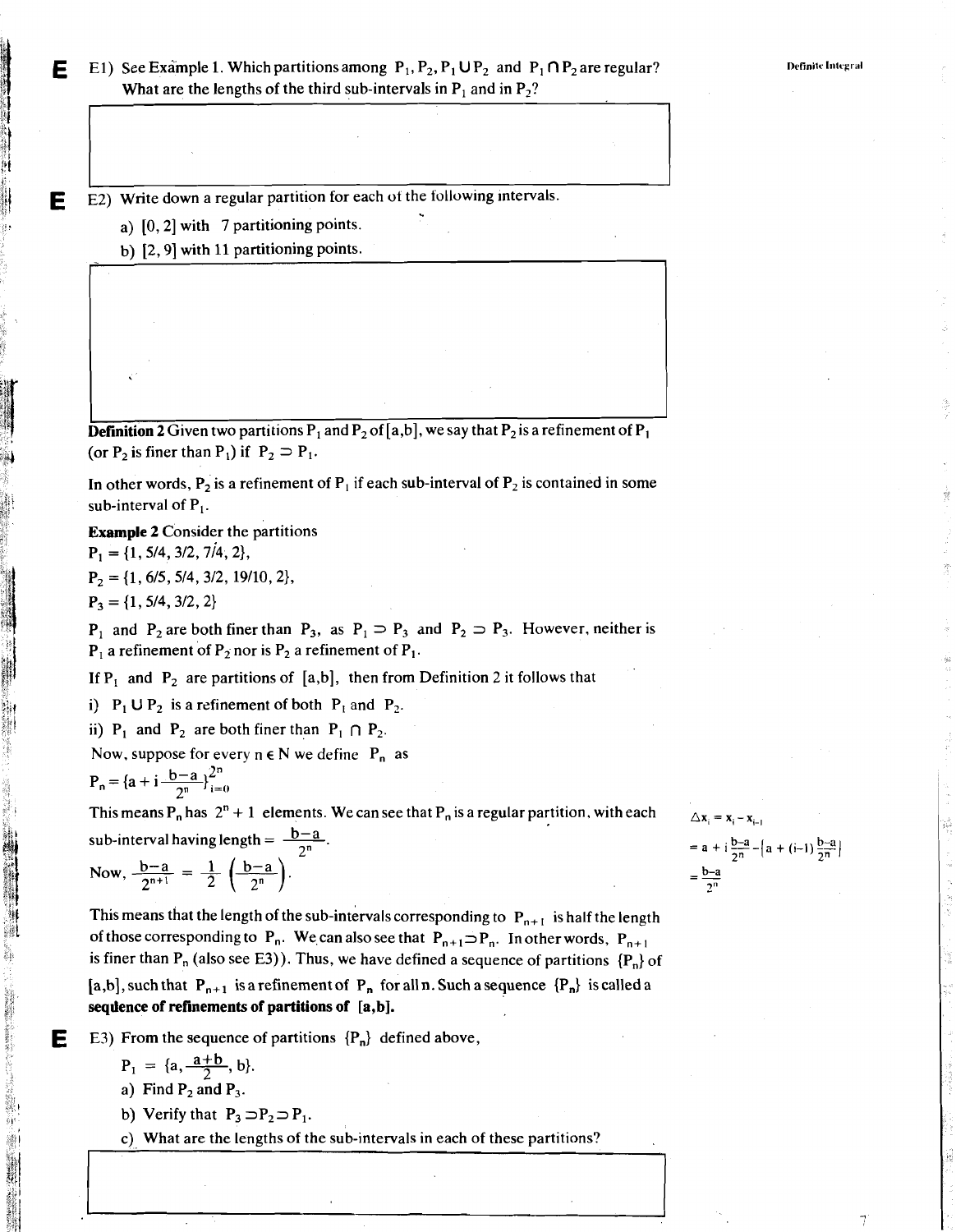E1) See Example 1. Which partitions among $P_1, P_2, P_1 \cup P_2$ and $P_1 \cap P_2$ are regular? What are the lengths of the third sub-intervals in $P_1$ and in $P_2$?

E2) Write down a regular partition for each of the following intervals.

a) $[0, 2]$ with 7 partitioning points.

b) $[2, 9]$ with 11 partitioning points.

**Definition 2** Given two partitions $P_1$ and $P_2$ of $[a,b]$, we say that $P_2$ is a refinement of $P_1$ (or $P_2$ is finer than $P_1$) if $P_2 \supset P_1$.

In other words, $P_2$ is a refinement of $P_1$ if each sub-interval of $P_2$ is contained in some sub-interval of $P_1$.

**Example 2** Consider the partitions

$P_1 = \{1, 5/4, 3/2, 7/4, 2\}$,

$P_2 = \{1, 6/5, 5/4, 3/2, 19/10, 2\}$,

$P_3 = \{1, 5/4, 3/2, 2\}$

$P_1$ and $P_2$ are both finer than $P_3$, as $P_1 \supset P_3$ and $P_2 \supset P_3$. However, neither is $P_1$ a refinement of $P_2$ nor is $P_2$ a refinement of $P_1$.

If $P_1$ and $P_2$ are partitions of $[a,b]$, then from Definition 2 it follows that

i) $P_1 \cup P_2$ is a refinement of both $P_1$ and $P_2$.

ii) $P_1$ and $P_2$ are both finer than $P_1 \cap P_2$.

Now, suppose for every $n \in N$ we define $P_n$ as

$$P_n = \{a + i\frac{b-a}{2^n}\}_{i=0}^{2^n}$$

This means $P_n$ has $2^n + 1$ elements. We can see that $P_n$ is a regular partition, with each sub-interval having length $= \frac{b-a}{2^n}$.

$$\Delta x_i = x_i - x_{i-1} = a + i\frac{b-a}{2^n} - \{a + (i-1)\frac{b-a}{2^n}\} = \frac{b-a}{2^n}$$

Now, $\frac{b-a}{2^{n+1}} = \frac{1}{2}\left(\frac{b-a}{2^n}\right)$.

This means that the length of the sub-intervals corresponding to $P_{n+1}$ is half the length of those corresponding to $P_n$. We can also see that $P_{n+1} \supset P_n$. In other words, $P_{n+1}$ is finer than $P_n$ (also see E3)). Thus, we have defined a sequence of partitions $\{P_n\}$ of $[a,b]$, such that $P_{n+1}$ is a refinement of $P_n$ for all n. Such a sequence $\{P_n\}$ is called a **sequence of refinements of partitions of $[a,b]$.**

E3) From the sequence of partitions $\{P_n\}$ defined above,

$P_1 = \{a, \frac{a+b}{2}, b\}$.

a) Find $P_2$ and $P_3$.

b) Verify that $P_3 \supset P_2 \supset P_1$.

c) What are the lengths of the sub-intervals in each of these partitions?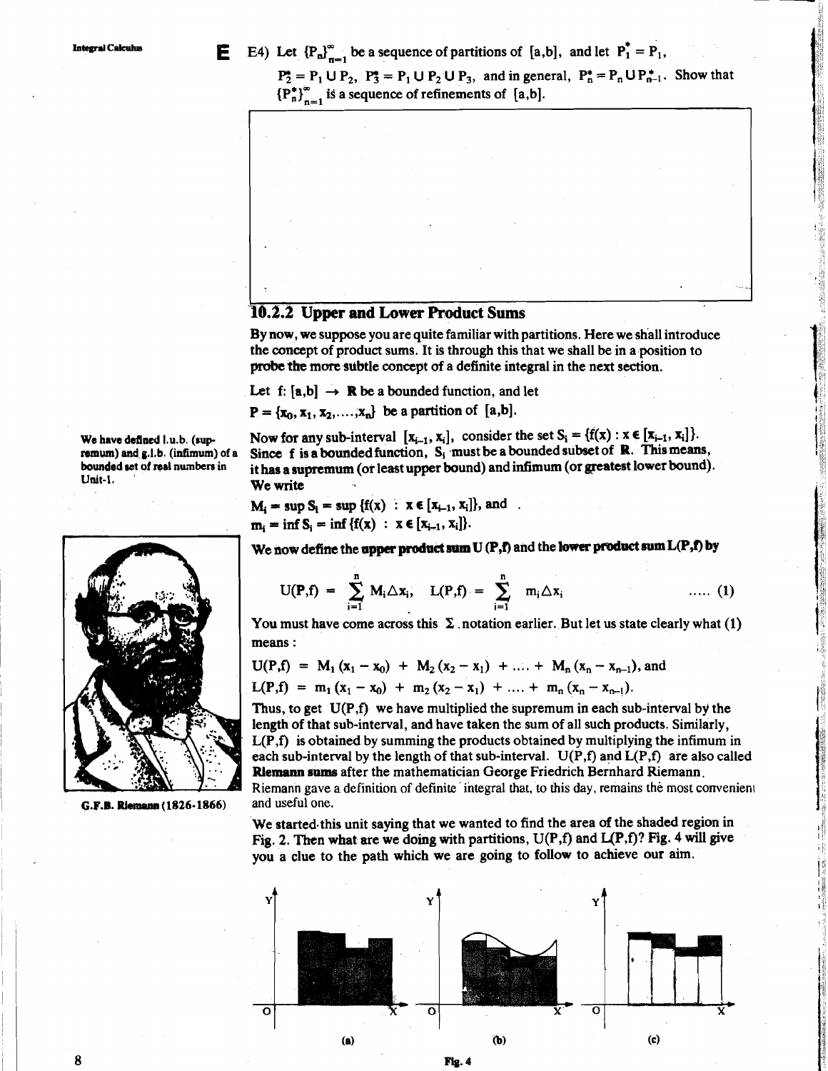E4) Let $\{P_n\}_{n=1}^{\infty}$ be a sequence of partitions of $[a,b]$, and let $P_1^* = P_1$, $P_2^* = P_1 \cup P_2$, $P_3^* = P_1 \cup P_2 \cup P_3$, and in general, $P_n^* = P_n \cup P_{n-1}^*$. Show that $\{P_n^*\}_{n=1}^{\infty}$ is a sequence of refinements of $[a,b]$.

### 10.2.2 Upper and Lower Product Sums

By now, we suppose you are quite familiar with partitions. Here we shall introduce the concept of product sums. It is through this that we shall be in a position to probe the more subtle concept of a definite integral in the next section.

Let $f: [a,b] \to \mathbf{R}$ be a bounded function, and let

$P = \{x_0, x_1, x_2, \ldots, x_n\}$ be a partition of $[a,b]$.

We have defined l.u.b. (supremum) and g.l.b. (infimum) of a bounded set of real numbers in Unit-1.

Now for any sub-interval $[x_{i-1}, x_i]$, consider the set $S_i = \{f(x) : x \in [x_{i-1}, x_i]\}$. Since $f$ is a bounded function, $S_i$ must be a bounded subset of $\mathbf{R}$. This means, it has a supremum (or least upper bound) and infimum (or greatest lower bound). We write

$M_i = \sup S_i = \sup \{f(x) : x \in [x_{i-1}, x_i]\}$, and

$m_i = \inf S_i = \inf \{f(x) : x \in [x_{i-1}, x_i]\}$.

We now define the **upper product sum $U(P,f)$** and the **lower product sum $L(P,f)$** by

$$U(P,f) = \sum_{i=1}^{n} M_i \Delta x_i, \quad L(P,f) = \sum_{i=1}^{n} m_i \Delta x_i \qquad \ldots\ldots (1)$$

You must have come across this $\Sigma$ notation earlier. But let us state clearly what (1) means:

$U(P,f) = M_1(x_1 - x_0) + M_2(x_2 - x_1) + \ldots + M_n(x_n - x_{n-1})$, and

$L(P,f) = m_1(x_1 - x_0) + m_2(x_2 - x_1) + \ldots + m_n(x_n - x_{n-1})$.

Thus, to get $U(P,f)$ we have multiplied the supremum in each sub-interval by the length of that sub-interval, and have taken the sum of all such products. Similarly, $L(P,f)$ is obtained by summing the products obtained by multiplying the infimum in each sub-interval by the length of that sub-interval. $U(P,f)$ and $L(P,f)$ are also called **Riemann sums** after the mathematician George Friedrich Bernhard Riemann. Riemann gave a definition of definite integral that, to this day, remains the most convenient and useful one.

G.F.B. Riemann (1826-1866)

We started this unit saying that we wanted to find the area of the shaded region in Fig. 2. Then what are we doing with partitions, $U(P,f)$ and $L(P,f)$? Fig. 4 will give you a clue to the path which we are going to follow to achieve our aim.

(a) (b) (c)

Fig. 4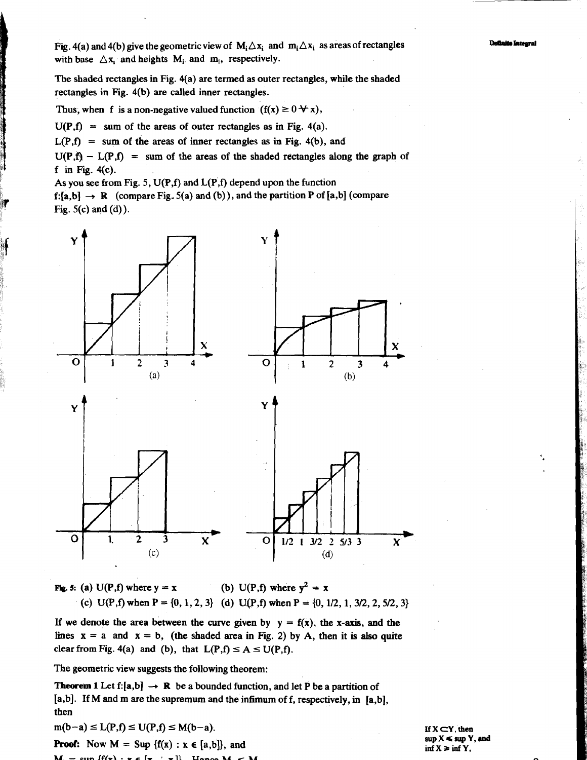Fig. 4(a) and 4(b) give the geometric view of $M_i\Delta x_i$ and $m_i\Delta x_i$ as areas of rectangles with base $\Delta x_i$ and heights $M_i$ and $m_i$, respectively.

The shaded rectangles in Fig. 4(a) are termed as outer rectangles, while the shaded rectangles in Fig. 4(b) are called inner rectangles.

Thus, when f is a non-negative valued function $(f(x) \geq 0 \ \forall \ x)$,

$U(P,f)$ = sum of the areas of outer rectangles as in Fig. 4(a).

$L(P,f)$ = sum of the areas of inner rectangles as in Fig. 4(b), and

$U(P,f) - L(P,f)$ = sum of the areas of the shaded rectangles along the graph of f in Fig. 4(c).

As you see from Fig. 5, $U(P,f)$ and $L(P,f)$ depend upon the function $f:[a,b] \rightarrow \mathbf{R}$ (compare Fig. 5(a) and (b)), and the partition P of [a,b] (compare Fig. 5(c) and (d)).

**Fig. 5:** (a) $U(P,f)$ where $y = x$ (b) $U(P,f)$ where $y^2 = x$
(c) $U(P,f)$ when $P = \{0, 1, 2, 3\}$ (d) $U(P,f)$ when $P = \{0, 1/2, 1, 3/2, 2, 5/2, 3\}$

If we denote the area between the curve given by $y = f(x)$, the x-axis, and the lines $x = a$ and $x = b$, (the shaded area in Fig. 2) by A, then it is also quite clear from Fig. 4(a) and (b), that $L(P,f) \leq A \leq U(P,f)$.

The geometric view suggests the following theorem:

**Theorem 1** Let $f:[a,b] \rightarrow \mathbf{R}$ be a bounded function, and let P be a partition of [a,b]. If M and m are the supremum and the infimum of f, respectively, in [a,b], then

$$m(b-a) \leq L(P,f) \leq U(P,f) \leq M(b-a).$$

**Proof:** Now $M = \text{Sup } \{f(x) : x \in [a,b]\}$, and

If $X \subset Y$, then $\sup X \leq \sup Y$, and $\inf X \geq \inf Y$.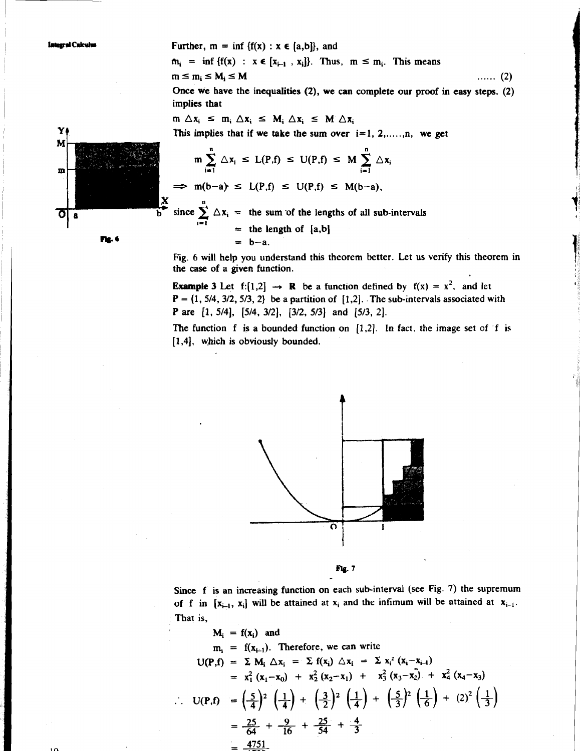Further, $m = \inf \{f(x) : x \in [a,b]\}$, and

$m_i = \inf \{f(x) : x \in [x_{i-1}, x_i]\}$. Thus, $m \leq m_i$. This means

$$m \leq m_i \leq M_i \leq M \qquad \ldots\ldots (2)$$

Once we have the inequalities (2), we can complete our proof in easy steps. (2) implies that

$$m \, \Delta x_i \leq m_i \, \Delta x_i \leq M_i \, \Delta x_i \leq M \, \Delta x_i$$

This implies that if we take the sum over $i=1, 2, \ldots, n$, we get

$$m \sum_{i=1}^{n} \Delta x_i \leq L(P,f) \leq U(P,f) \leq M \sum_{i=1}^{n} \Delta x_i$$

$$\Rightarrow m(b-a) \leq L(P,f) \leq U(P,f) \leq M(b-a),$$

since $\sum_{i=1}^{n} \Delta x_i$ = the sum of the lengths of all sub-intervals

= the length of $[a,b]$

= $b-a$.

Fig. 6

Fig. 6 will help you understand this theorem better. Let us verify this theorem in the case of a given function.

**Example 3** Let $f:[1,2] \to \mathbf{R}$ be a function defined by $f(x) = x^2$, and let $P = \{1, 5/4, 3/2, 5/3, 2\}$ be a partition of $[1,2]$. The sub-intervals associated with P are $[1, 5/4]$, $[5/4, 3/2]$, $[3/2, 5/3]$ and $[5/3, 2]$.

The function f is a bounded function on $[1,2]$. In fact, the image set of f is $[1,4]$, which is obviously bounded.

Fig. 7

Since f is an increasing function on each sub-interval (see Fig. 7) the supremum of f in $[x_{i-1}, x_i]$ will be attained at $x_i$ and the infimum will be attained at $x_{i-1}$. That is,

$M_i = f(x_i)$ and

$m_i = f(x_{i-1})$. Therefore, we can write

$$U(P,f) = \Sigma M_i \, \Delta x_i = \Sigma f(x_i) \, \Delta x_i = \Sigma x_i^2 (x_i - x_{i-1})$$

$$= x_1^2 (x_1 - x_0) + x_2^2 (x_2 - x_1) + x_3^2 (x_3 - x_2) + x_4^2 (x_4 - x_3)$$

$$\therefore \; U(P,f) = \left(\frac{5}{4}\right)^2 \left(\frac{1}{4}\right) + \left(\frac{3}{2}\right)^2 \left(\frac{1}{4}\right) + \left(\frac{5}{3}\right)^2 \left(\frac{1}{6}\right) + (2)^2 \left(\frac{1}{3}\right)$$

$$= \frac{25}{64} + \frac{9}{16} + \frac{25}{54} + \frac{4}{3}$$

$$= \frac{4751}{\ldots}$$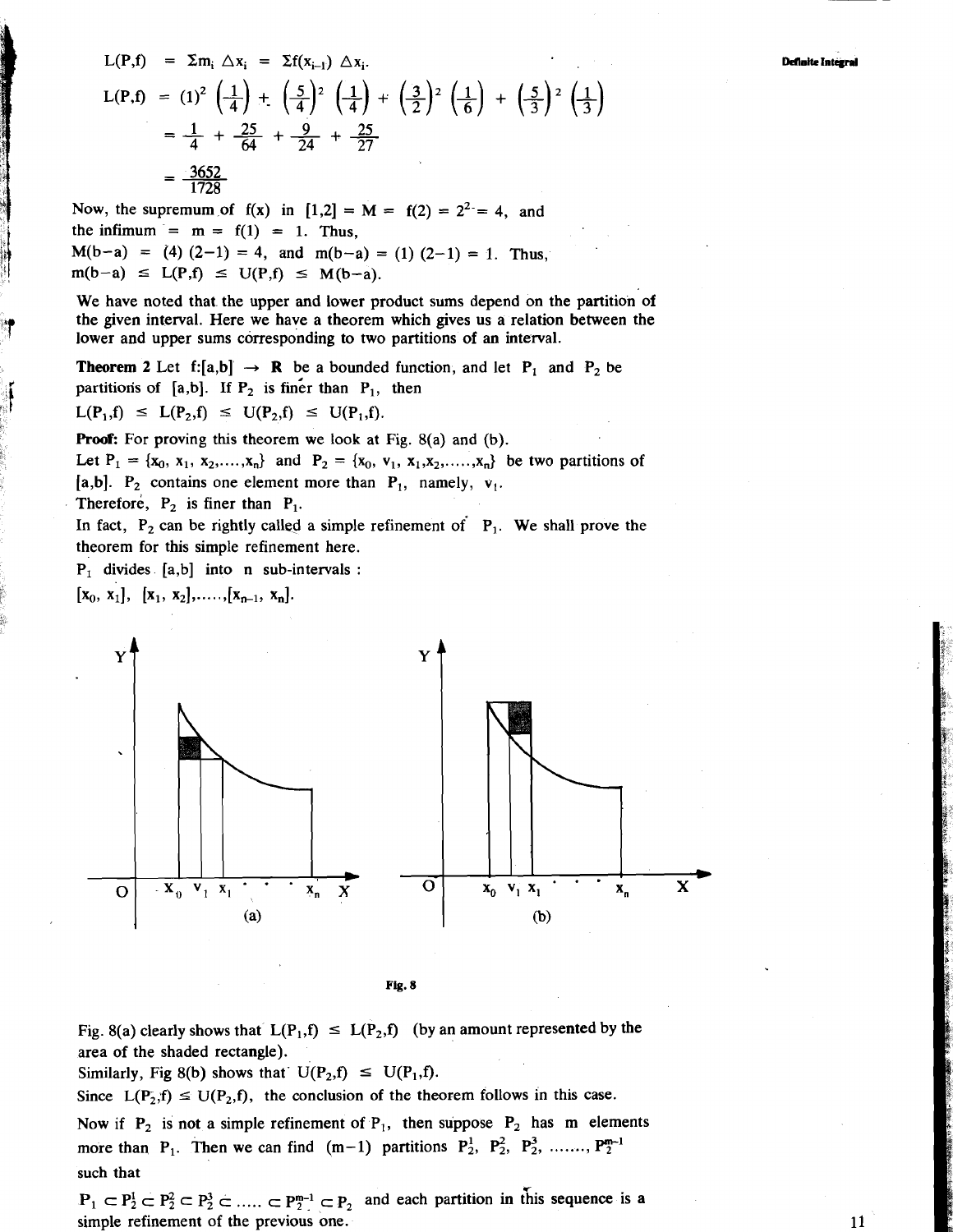$L(P,f) = \Sigma m_i \, \Delta x_i = \Sigma f(x_{i-1}) \, \Delta x_i.$

$$L(P,f) = (1)^2 \left(\frac{1}{4}\right) + \left(\frac{5}{4}\right)^2 \left(\frac{1}{4}\right) + \left(\frac{3}{2}\right)^2 \left(\frac{1}{6}\right) + \left(\frac{5}{3}\right)^2 \left(\frac{1}{3}\right)$$

$$= \frac{1}{4} + \frac{25}{64} + \frac{9}{24} + \frac{25}{27}$$

$$= \frac{3652}{1728}$$

Now, the supremum of $f(x)$ in $[1,2] = M = f(2) = 2^2 = 4$, and the infimum $= m = f(1) = 1$. Thus,

$M(b-a) = (4)(2-1) = 4$, and $m(b-a) = (1)(2-1) = 1$. Thus,

$m(b-a) \leq L(P,f) \leq U(P,f) \leq M(b-a)$.

We have noted that the upper and lower product sums depend on the partition of the given interval. Here we have a theorem which gives us a relation between the lower and upper sums corresponding to two partitions of an interval.

**Theorem 2** Let $f:[a,b] \to \mathbf{R}$ be a bounded function, and let $P_1$ and $P_2$ be partitions of $[a,b]$. If $P_2$ is finer than $P_1$, then

$L(P_1,f) \leq L(P_2,f) \leq U(P_2,f) \leq U(P_1,f)$.

**Proof:** For proving this theorem we look at Fig. 8(a) and (b).

Let $P_1 = \{x_0, x_1, x_2, \ldots, x_n\}$ and $P_2 = \{x_0, v_1, x_1, x_2, \ldots, x_n\}$ be two partitions of $[a,b]$. $P_2$ contains one element more than $P_1$, namely, $v_1$.

Therefore, $P_2$ is finer than $P_1$.

In fact, $P_2$ can be rightly called a simple refinement of $P_1$. We shall prove the theorem for this simple refinement here.

$P_1$ divides $[a,b]$ into $n$ sub-intervals :

$[x_0, x_1], [x_1, x_2], \ldots, [x_{n-1}, x_n]$.

Fig. 8

Fig. 8(a) clearly shows that $L(P_1,f) \leq L(P_2,f)$ (by an amount represented by the area of the shaded rectangle).

Similarly, Fig 8(b) shows that $U(P_2,f) \leq U(P_1,f)$.

Since $L(P_2,f) \leq U(P_2,f)$, the conclusion of the theorem follows in this case.

Now if $P_2$ is not a simple refinement of $P_1$, then suppose $P_2$ has $m$ elements more than $P_1$. Then we can find $(m-1)$ partitions $P_2^1, P_2^2, P_2^3, \ldots, P_2^{m-1}$ such that

$P_1 \subset P_2^1 \subset P_2^2 \subset P_2^3 \subset \ldots \subset P_2^{m-1} \subset P_2$ and each partition in this sequence is a simple refinement of the previous one.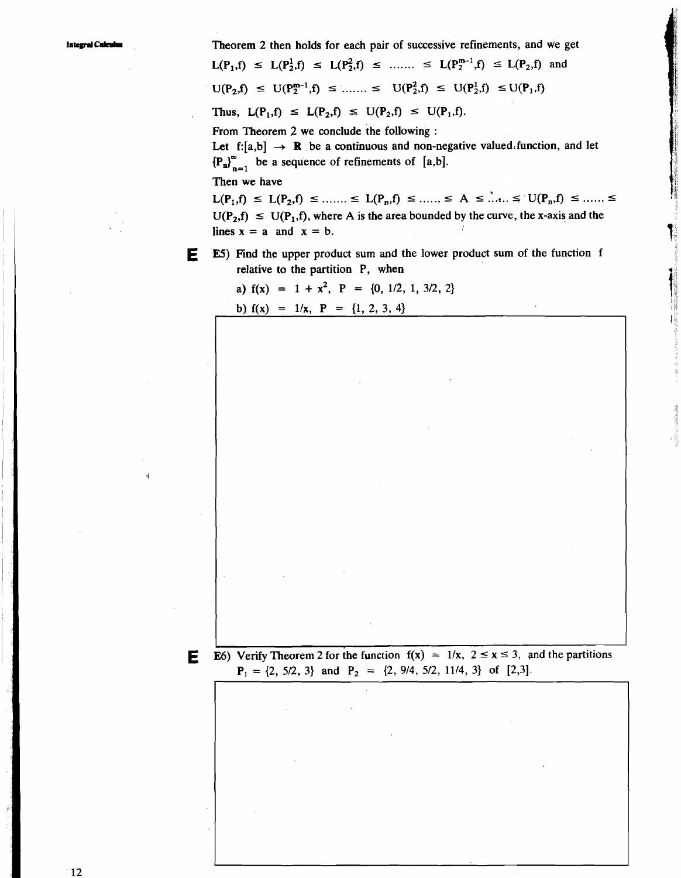Theorem 2 then holds for each pair of successive refinements, and we get

$L(P_1,f) \leq L(P_2^1,f) \leq L(P_2^2,f) \leq \ldots\ldots \leq L(P_2^{m-1},f) \leq L(P_2,f)$ and

$U(P_2,f) \leq U(P_2^{m-1},f) \leq \ldots\ldots \leq U(P_2^2,f) \leq U(P_2^1,f) \leq U(P_1,f)$

Thus, $L(P_1,f) \leq L(P_2,f) \leq U(P_2,f) \leq U(P_1,f)$.

From Theorem 2 we conclude the following :

Let $f:[a,b] \rightarrow \mathbf{R}$ be a continuous and non-negative valued function, and let $\{P_n\}_{n=1}^{\infty}$ be a sequence of refinements of $[a,b]$.

Then we have

$L(P_1,f) \leq L(P_2,f) \leq \ldots\ldots \leq L(P_n,f) \leq \ldots\ldots \leq A \leq \ldots\ldots \leq U(P_n,f) \leq \ldots\ldots \leq U(P_2,f) \leq U(P_1,f)$, where A is the area bounded by the curve, the x-axis and the lines $x = a$ and $x = b$.

**E** E5) Find the upper product sum and the lower product sum of the function f relative to the partition P, when

a) $f(x) = 1 + x^2$, $P = \{0, 1/2, 1, 3/2, 2\}$

b) $f(x) = 1/x$, $P = \{1, 2, 3, 4\}$

**E** E6) Verify Theorem 2 for the function $f(x) = 1/x$, $2 \leq x \leq 3$, and the partitions $P_1 = \{2, 5/2, 3\}$ and $P_2 = \{2, 9/4, 5/2, 11/4, 3\}$ of $[2,3]$.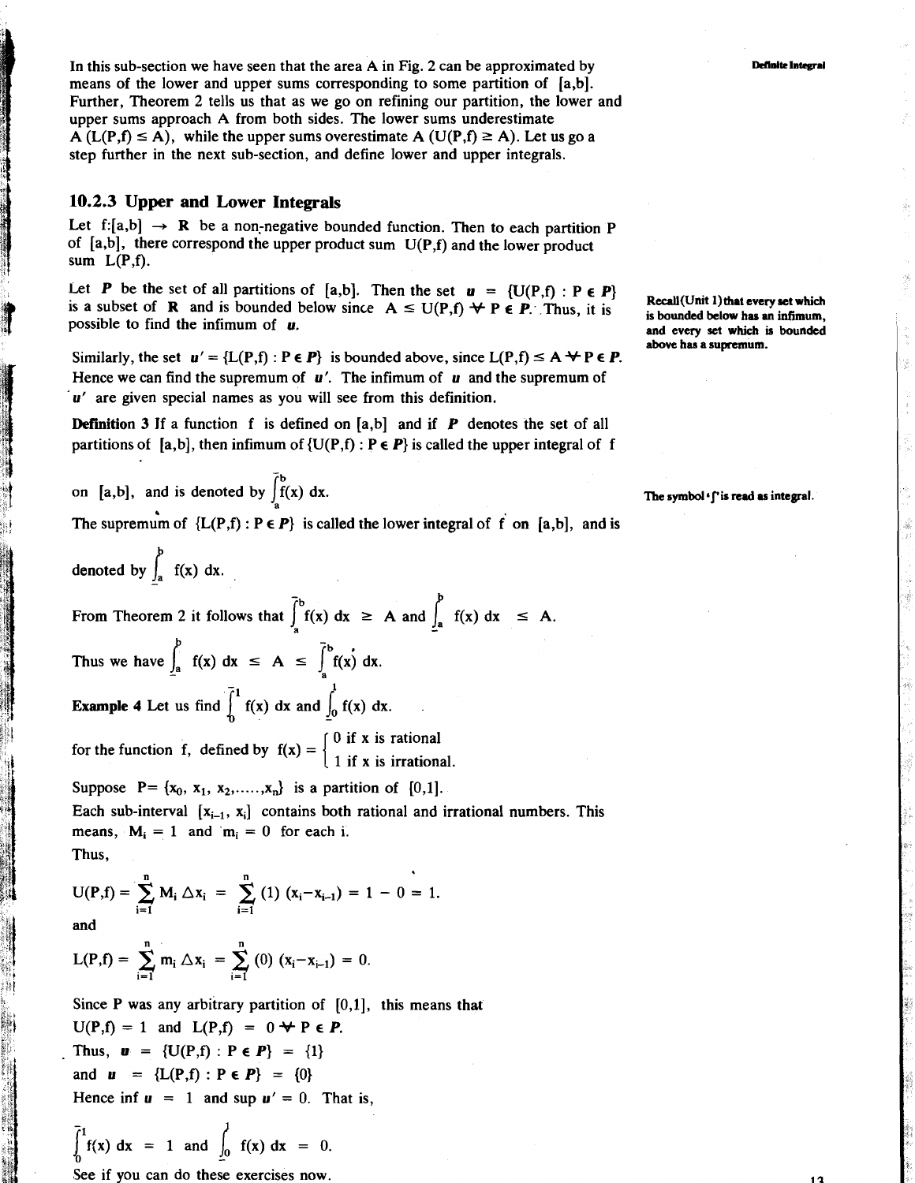In this sub-section we have seen that the area A in Fig. 2 can be approximated by means of the lower and upper sums corresponding to some partition of $[a,b]$. Further, Theorem 2 tells us that as we go on refining our partition, the lower and upper sums approach A from both sides. The lower sums underestimate A $(L(P,f) \leq A)$, while the upper sums overestimate A $(U(P,f) \geq A)$. Let us go a step further in the next sub-section, and define lower and upper integrals.

### 10.2.3 Upper and Lower Integrals

Let $f:[a,b] \rightarrow \mathbf{R}$ be a non-negative bounded function. Then to each partition P of $[a,b]$, there correspond the upper product sum $U(P,f)$ and the lower product sum $L(P,f)$.

Let $\mathcal{P}$ be the set of all partitions of $[a,b]$. Then the set $u = \{U(P,f) : P \in \mathcal{P}\}$ is a subset of $\mathbf{R}$ and is bounded below since $A \leq U(P,f) \;\forall\; P \in \mathcal{P}$. Thus, it is possible to find the infimum of $u$.

Recall (Unit 1) that every set which is bounded below has an infimum, and every set which is bounded above has a supremum.

Similarly, the set $u' = \{L(P,f) : P \in \mathcal{P}\}$ is bounded above, since $L(P,f) \leq A \;\forall\; P \in \mathcal{P}$. Hence we can find the supremum of $u'$. The infimum of $u$ and the supremum of $u'$ are given special names as you will see from this definition.

**Definition 3** If a function f is defined on $[a,b]$ and if $\mathcal{P}$ denotes the set of all partitions of $[a,b]$, then infimum of $\{U(P,f) : P \in \mathcal{P}\}$ is called the upper integral of f on $[a,b]$, and is denoted by $\overline{\int_a^b} f(x)\, dx$.

The symbol '$\int$' is read as integral.

The supremum of $\{L(P,f) : P \in \mathcal{P}\}$ is called the lower integral of f on $[a,b]$, and is denoted by $\underline{\int_a^b} f(x)\, dx$.

From Theorem 2 it follows that $\overline{\int_a^b} f(x)\, dx \geq A$ and $\underline{\int_a^b} f(x)\, dx \leq A$.

Thus we have $\underline{\int_a^b} f(x)\, dx \leq A \leq \overline{\int_a^b} f(x)\, dx$.

**Example 4** Let us find $\overline{\int_0^1} f(x)\, dx$ and $\underline{\int_0^1} f(x)\, dx$.

for the function f, defined by $f(x) = \begin{cases} 0 \text{ if x is rational} \\ 1 \text{ if x is irrational.} \end{cases}$

Suppose $P = \{x_0, x_1, x_2, \ldots, x_n\}$ is a partition of $[0,1]$.

Each sub-interval $[x_{i-1}, x_i]$ contains both rational and irrational numbers. This means, $M_i = 1$ and $m_i = 0$ for each i.

Thus,

$$U(P,f) = \sum_{i=1}^{n} M_i \,\Delta x_i = \sum_{i=1}^{n} (1)\,(x_i - x_{i-1}) = 1 - 0 = 1.$$

and

$$L(P,f) = \sum_{i=1}^{n} m_i \,\Delta x_i = \sum_{i=1}^{n} (0)\,(x_i - x_{i-1}) = 0.$$

Since P was any arbitrary partition of $[0,1]$, this means that $U(P,f) = 1$ and $L(P,f) = 0 \;\forall\; P \in \mathcal{P}$.

Thus, $u = \{U(P,f) : P \in \mathcal{P}\} = \{1\}$

and $u = \{L(P,f) : P \in \mathcal{P}\} = \{0\}$

Hence inf $u = 1$ and sup $u' = 0$. That is,

$$\overline{\int_0^1} f(x)\, dx = 1 \text{ and } \underline{\int_0^1} f(x)\, dx = 0.$$

See if you can do these exercises now.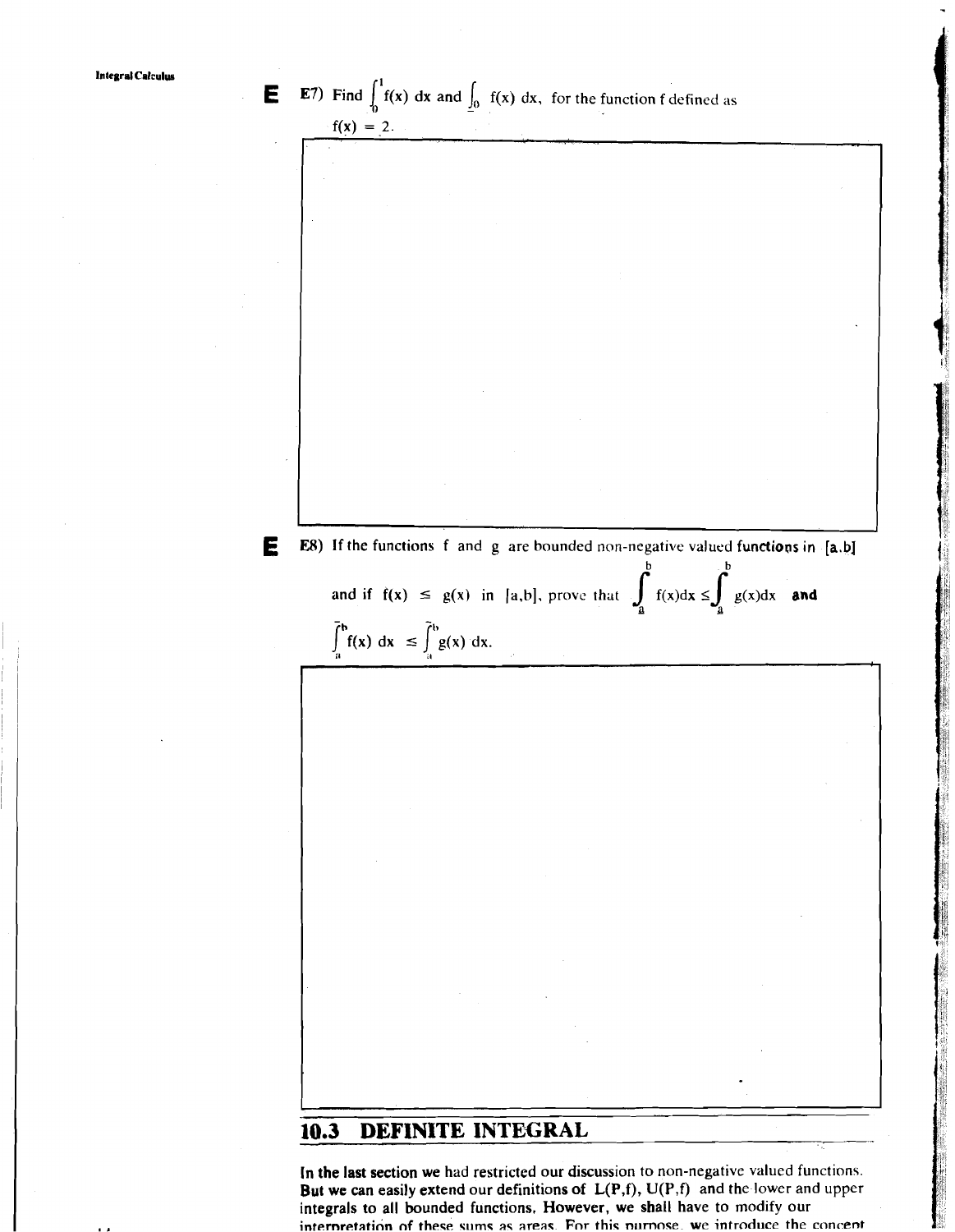E7) Find $\overline{\int_0^1} f(x)\, dx$ and $\underline{\int_0} f(x)\, dx$, for the function f defined as $f(x) = 2$.

E8) If the functions f and g are bounded non-negative valued functions in [a,b] and if $f(x) \leq g(x)$ in [a,b], prove that $\underline{\int_a^b} f(x)dx \leq \underline{\int_a^b} g(x)dx$ and $\overline{\int_a^b} f(x)\, dx \leq \overline{\int_a^b} g(x)\, dx$.

## 10.3 DEFINITE INTEGRAL

**In the last section we** had restricted our discussion to non-negative valued functions. **But we can easily extend our definitions of** $L(P,f)$, $U(P,f)$ and the lower and upper integrals to all bounded functions. **However, we shall** have to modify our interpretation of these sums as areas. For this purpose, we introduce the concept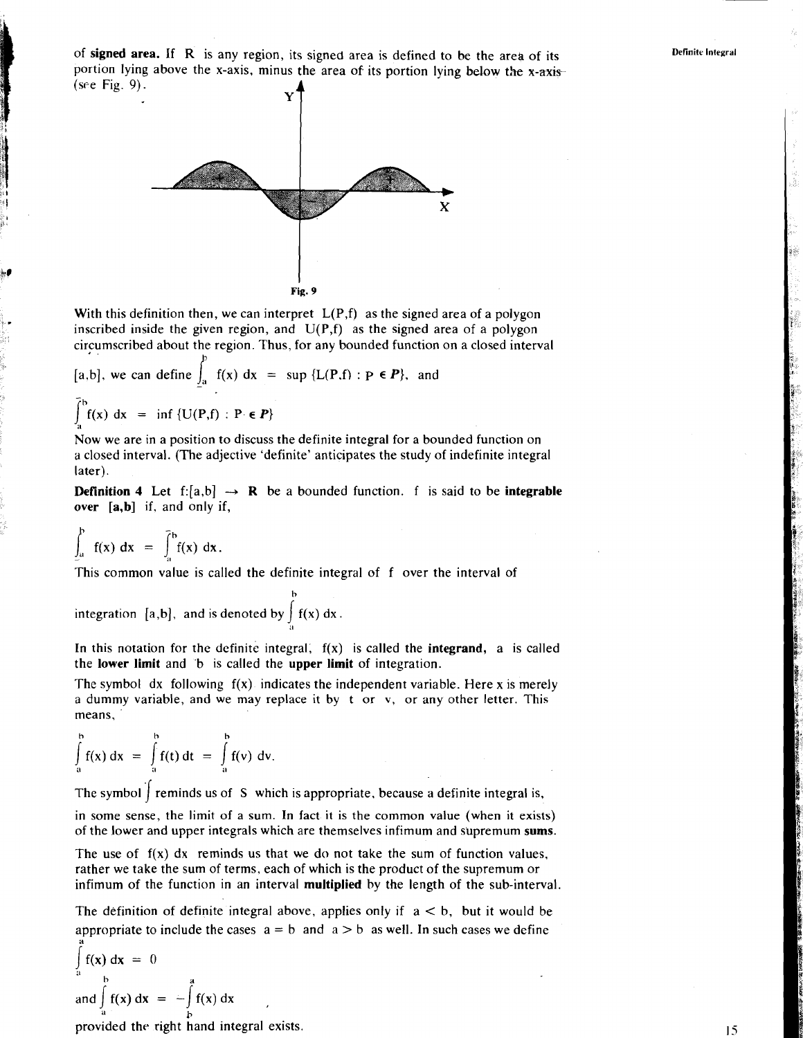of **signed area.** If R is any region, its signed area is defined to be the area of its portion lying above the x-axis, minus the area of its portion lying below the x-axis (see Fig. 9).

Fig. 9

With this definition then, we can interpret $L(P,f)$ as the signed area of a polygon inscribed inside the given region, and $U(P,f)$ as the signed area of a polygon circumscribed about the region. Thus, for any bounded function on a closed interval $[a,b]$, we can define $\underline{\int_a^b} f(x)\,dx = \sup \{L(P,f) : P \in \mathcal{P}\}$, and

$$\overline{\int_a^b} f(x)\,dx = \inf \{U(P,f) : P \in \mathcal{P}\}$$

Now we are in a position to discuss the definite integral for a bounded function on a closed interval. (The adjective 'definite' anticipates the study of indefinite integral later).

**Definition 4** Let $f:[a,b] \to \mathbf{R}$ be a bounded function. f is said to be **integrable over [a,b]** if, and only if,

$$\underline{\int_a^b} f(x)\,dx = \overline{\int_a^b} f(x)\,dx.$$

This common value is called the definite integral of f over the interval of integration $[a,b]$, and is denoted by $\int_a^b f(x)\,dx$.

In this notation for the definite integral, $f(x)$ is called the **integrand,** a is called the **lower limit** and b is called the **upper limit** of integration.

The symbol dx following $f(x)$ indicates the independent variable. Here x is merely a dummy variable, and we may replace it by t or v, or any other letter. This means,

$$\int_a^b f(x)\,dx = \int_a^b f(t)\,dt = \int_a^b f(v)\,dv.$$

The symbol $\int$ reminds us of S which is appropriate, because a definite integral is, in some sense, the limit of a sum. In fact it is the common value (when it exists) of the lower and upper integrals which are themselves infimum and supremum **sums.**

The use of $f(x)\,dx$ reminds us that we do not take the sum of function values, rather we take the sum of terms, each of which is the product of the supremum or infimum of the function in an interval **multiplied** by the length of the sub-interval.

The definite integral above, applies only if $a < b$, but it would be appropriate to include the cases $a = b$ and $a > b$ as well. In such cases we define

$$\int_a^a f(x)\,dx = 0$$

and $\int_a^b f(x)\,dx = -\int_b^a f(x)\,dx$

provided the right hand integral exists.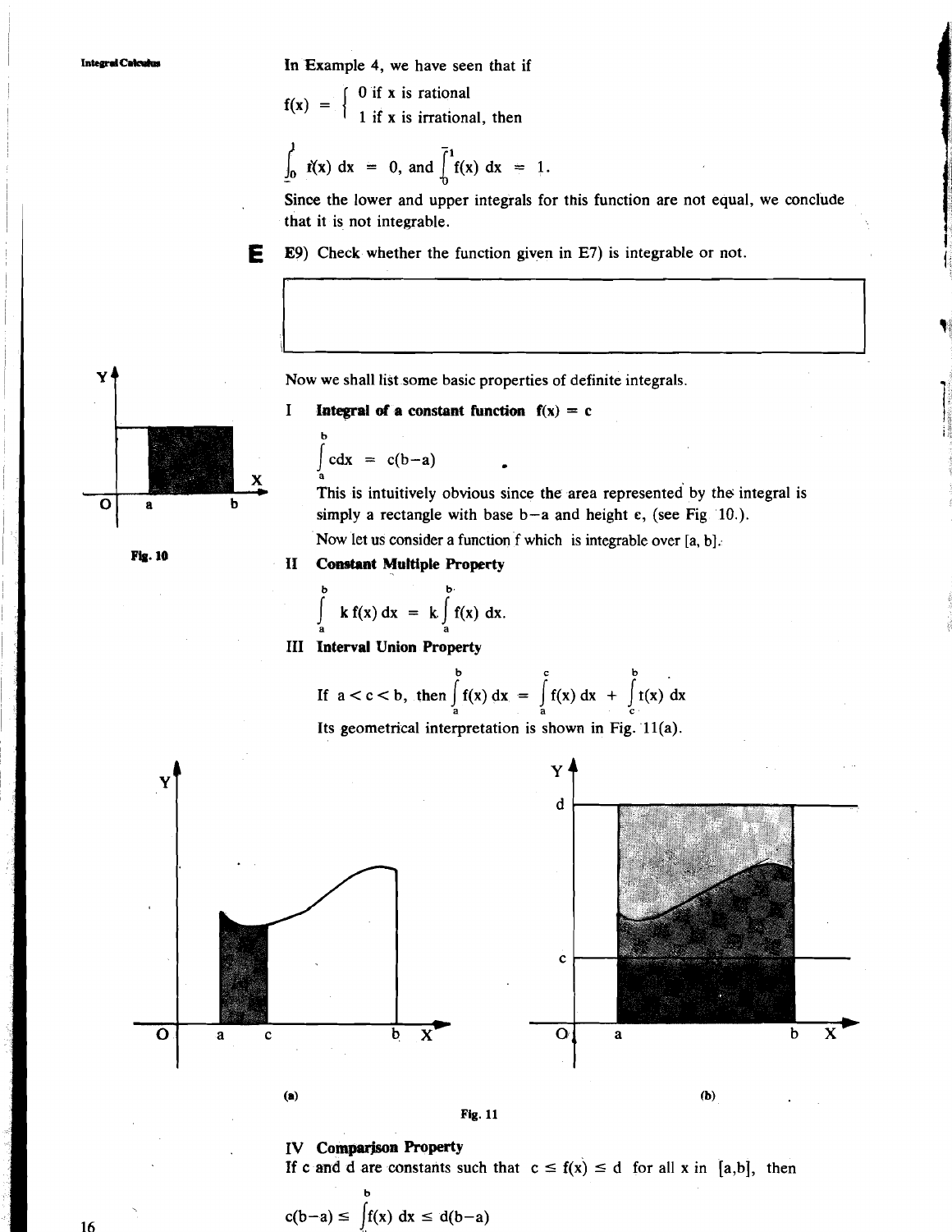In Example 4, we have seen that if

$$f(x) = \begin{cases} 0 \text{ if } x \text{ is rational} \\ 1 \text{ if } x \text{ is irrational, then} \end{cases}$$

$$\underline{\int_0^1} f(x)\,dx = 0, \text{ and } \overline{\int_0^1} f(x)\,dx = 1.$$

Since the lower and upper integrals for this function are not equal, we conclude that it is not integrable.

**E** E9) Check whether the function given in E7) is integrable or not.

Now we shall list some basic properties of definite integrals.

I **Integral of a constant function $f(x) = c$**

$$\int_a^b c\,dx = c(b-a)$$

This is intuitively obvious since the area represented by the integral is simply a rectangle with base $b-a$ and height c, (see Fig 10.).

Fig. 10

Now let us consider a function f which is integrable over [a, b].

II **Constant Multiple Property**

$$\int_a^b k\,f(x)\,dx = k\int_a^b f(x)\,dx.$$

III **Interval Union Property**

$$\text{If } a < c < b, \text{ then } \int_a^b f(x)\,dx = \int_a^c f(x)\,dx + \int_c^b f(x)\,dx$$

Its geometrical interpretation is shown in Fig. 11(a).

(a) (b)

Fig. 11

IV **Comparison Property**

If c and d are constants such that $c \leq f(x) \leq d$ for all x in [a,b], then

$$c(b-a) \leq \int_a^b f(x)\,dx \leq d(b-a)$$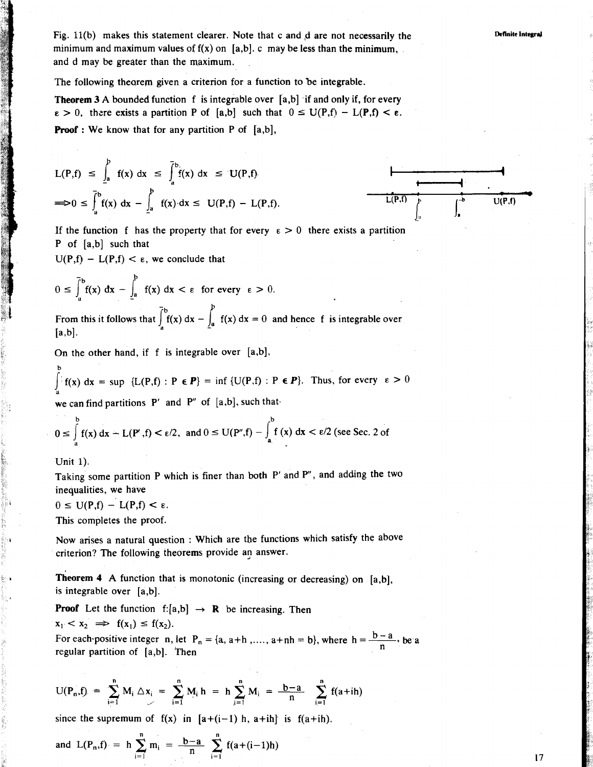Fig. 11(b) makes this statement clearer. Note that c and d are not necessarily the minimum and maximum values of f(x) on [a,b]. c may be less than the minimum, and d may be greater than the maximum.

The following theorem given a criterion for a function to be integrable.

**Theorem 3** A bounded function f is integrable over [a,b] if and only if, for every $\varepsilon > 0$, there exists a partition P of [a,b] such that $0 \leq U(P,f) - L(P,f) < \varepsilon$.

**Proof :** We know that for any partition P of [a,b],

$$L(P,f) \leq \underline{\int_a^b} f(x)\,dx \leq \overline{\int_a^b} f(x)\,dx \leq U(P,f)$$

$$\Rightarrow 0 \leq \overline{\int_a^b} f(x)\,dx - \underline{\int_a^b} f(x)\,dx \leq U(P,f) - L(P,f).$$

If the function f has the property that for every $\varepsilon > 0$ there exists a partition P of [a,b] such that
$U(P,f) - L(P,f) < \varepsilon$, we conclude that

$$0 \leq \overline{\int_a^b} f(x)\,dx - \underline{\int_a^b} f(x)\,dx < \varepsilon \text{ for every } \varepsilon > 0.$$

From this it follows that $\overline{\int_a^b} f(x)\,dx - \underline{\int_a^b} f(x)\,dx = 0$ and hence f is integrable over [a,b].

On the other hand, if f is integrable over [a,b],

$\int_a^b f(x)\,dx = \sup \{L(P,f) : P \in \boldsymbol{P}\} = \inf \{U(P,f) : P \in \boldsymbol{P}\}$. Thus, for every $\varepsilon > 0$ we can find partitions P' and P'' of [a,b], such that

$$0 \leq \int_a^b f(x)\,dx - L(P',f) < \varepsilon/2, \text{ and } 0 \leq U(P'',f) - \int_a^b f(x)\,dx < \varepsilon/2$$ (see Sec. 2 of Unit 1).

Taking some partition P which is finer than both P' and P'', and adding the two inequalities, we have

$0 \leq U(P,f) - L(P,f) < \varepsilon$.

This completes the proof.

Now arises a natural question : Which are the functions which satisfy the above criterion? The following theorems provide an answer.

**Theorem 4** A function that is monotonic (increasing or decreasing) on [a,b], is integrable over [a,b].

**Proof** Let the function $f:[a,b] \to \mathbf{R}$ be increasing. Then

$x_1 < x_2 \Rightarrow f(x_1) \leq f(x_2)$.

For each positive integer n, let $P_n = \{a, a+h, \ldots, a+nh = b\}$, where $h = \frac{b-a}{n}$, be a regular partition of [a,b]. Then

$$U(P_n,f) = \sum_{i=1}^{n} M_i \Delta x_i = \sum_{i=1}^{n} M_i h = h \sum_{i=1}^{n} M_i = \frac{b-a}{n} \sum_{i=1}^{n} f(a+ih)$$

since the supremum of f(x) in $[a+(i-1)h, a+ih]$ is $f(a+ih)$.

$$\text{and } L(P_n,f) = h \sum_{i=1}^{n} m_i = \frac{b-a}{n} \sum_{i=1}^{n} f(a+(i-1)h)$$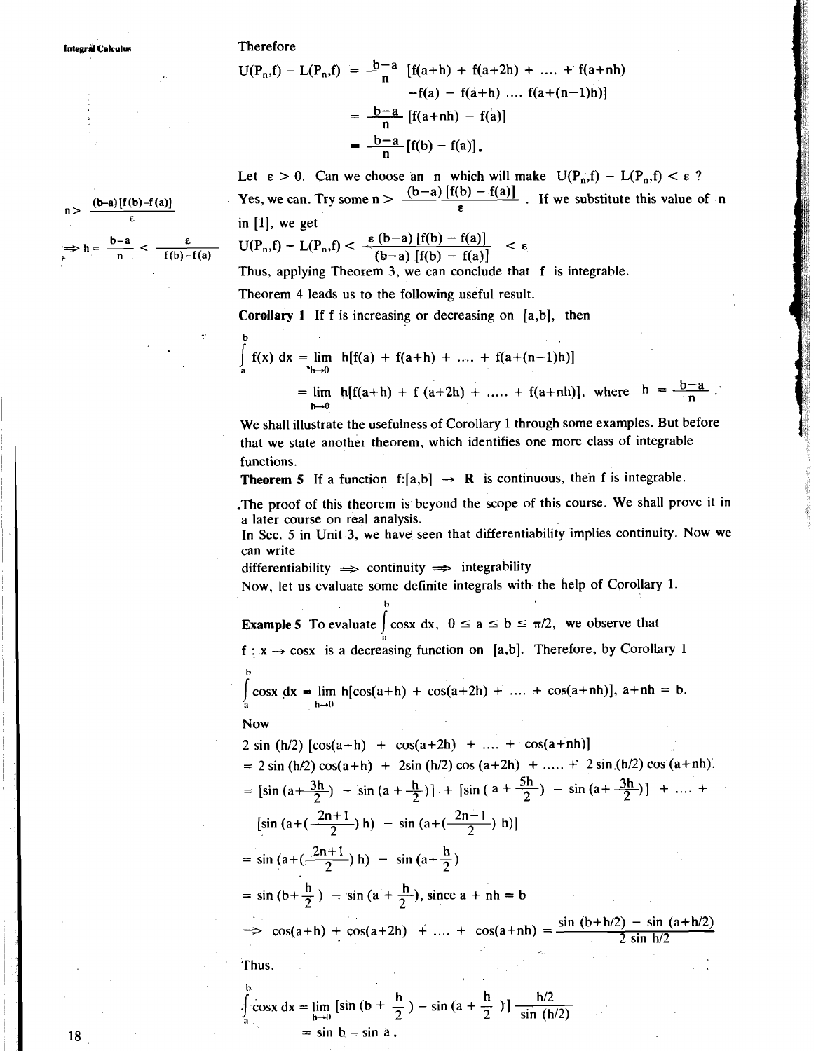Therefore

$$U(P_n,f) - L(P_n,f) = \frac{b-a}{n}[f(a+h) + f(a+2h) + \ldots + f(a+nh)$$
$$-f(a) - f(a+h) \ldots f(a+(n-1)h)]$$
$$= \frac{b-a}{n}[f(a+nh) - f(a)]$$
$$= \frac{b-a}{n}[f(b) - f(a)].$$

Let $\varepsilon > 0$. Can we choose an $n$ which will make $U(P_n,f) - L(P_n,f) < \varepsilon$ ?

Yes, we can. Try some $n > \frac{(b-a)[f(b) - f(a)]}{\varepsilon}$. If we substitute this value of $n$ in [1], we get

$$U(P_n,f) - L(P_n,f) < \frac{\varepsilon (b-a)[f(b) - f(a)]}{(b-a)[f(b) - f(a)]} < \varepsilon$$

$n > \frac{(b-a)[f(b)-f(a)]}{\varepsilon}$

$\Rightarrow h = \frac{b-a}{n} < \frac{\varepsilon}{f(b)-f(a)}$

Thus, applying Theorem 3, we can conclude that f is integrable.

Theorem 4 leads us to the following useful result.

**Corollary 1** If f is increasing or decreasing on $[a,b]$, then

$$\int_a^b f(x)\,dx = \lim_{h\to 0} h[f(a) + f(a+h) + \ldots + f(a+(n-1)h)]$$
$$= \lim_{h\to 0} h[f(a+h) + f(a+2h) + \ldots + f(a+nh)], \text{ where } h = \frac{b-a}{n}.$$

We shall illustrate the usefulness of Corollary 1 through some examples. But before that we state another theorem, which identifies one more class of integrable functions.

**Theorem 5** If a function $f:[a,b] \to \mathbf{R}$ is continuous, then f is integrable.

The proof of this theorem is beyond the scope of this course. We shall prove it in a later course on real analysis.

In Sec. 5 in Unit 3, we have seen that differentiability implies continuity. Now we can write

differentiability $\Rightarrow$ continuity $\Rightarrow$ integrability

Now, let us evaluate some definite integrals with the help of Corollary 1.

**Example 5** To evaluate $\int_a^b \cos x\,dx$, $0 \leq a \leq b \leq \pi/2$, we observe that $f : x \to \cos x$ is a decreasing function on $[a,b]$. Therefore, by Corollary 1

$$\int_a^b \cos x\,dx = \lim_{h\to 0} h[\cos(a+h) + \cos(a+2h) + \ldots + \cos(a+nh)],\ a+nh = b.$$

Now

$$2\sin(h/2)[\cos(a+h) + \cos(a+2h) + \ldots + \cos(a+nh)]$$
$$= 2\sin(h/2)\cos(a+h) + 2\sin(h/2)\cos(a+2h) + \ldots + 2\sin(h/2)\cos(a+nh).$$
$$= [\sin(a+\tfrac{3h}{2}) - \sin(a+\tfrac{h}{2})] + [\sin(a+\tfrac{5h}{2}) - \sin(a+\tfrac{3h}{2})] + \ldots +$$
$$[\sin(a+(\tfrac{2n+1}{2})h) - \sin(a+(\tfrac{2n-1}{2})h)]$$
$$= \sin(a+(\tfrac{2n+1}{2})h) - \sin(a+\tfrac{h}{2})$$
$$= \sin(b+\tfrac{h}{2}) - \sin(a+\tfrac{h}{2}), \text{ since } a + nh = b$$
$$\Rightarrow \cos(a+h) + \cos(a+2h) + \ldots + \cos(a+nh) = \frac{\sin(b+h/2) - \sin(a+h/2)}{2\sin h/2}$$

Thus,

$$\int_a^b \cos x\,dx = \lim_{h\to 0}[\sin(b+\tfrac{h}{2}) - \sin(a+\tfrac{h}{2})]\frac{h/2}{\sin(h/2)}$$
$$= \sin b - \sin a.$$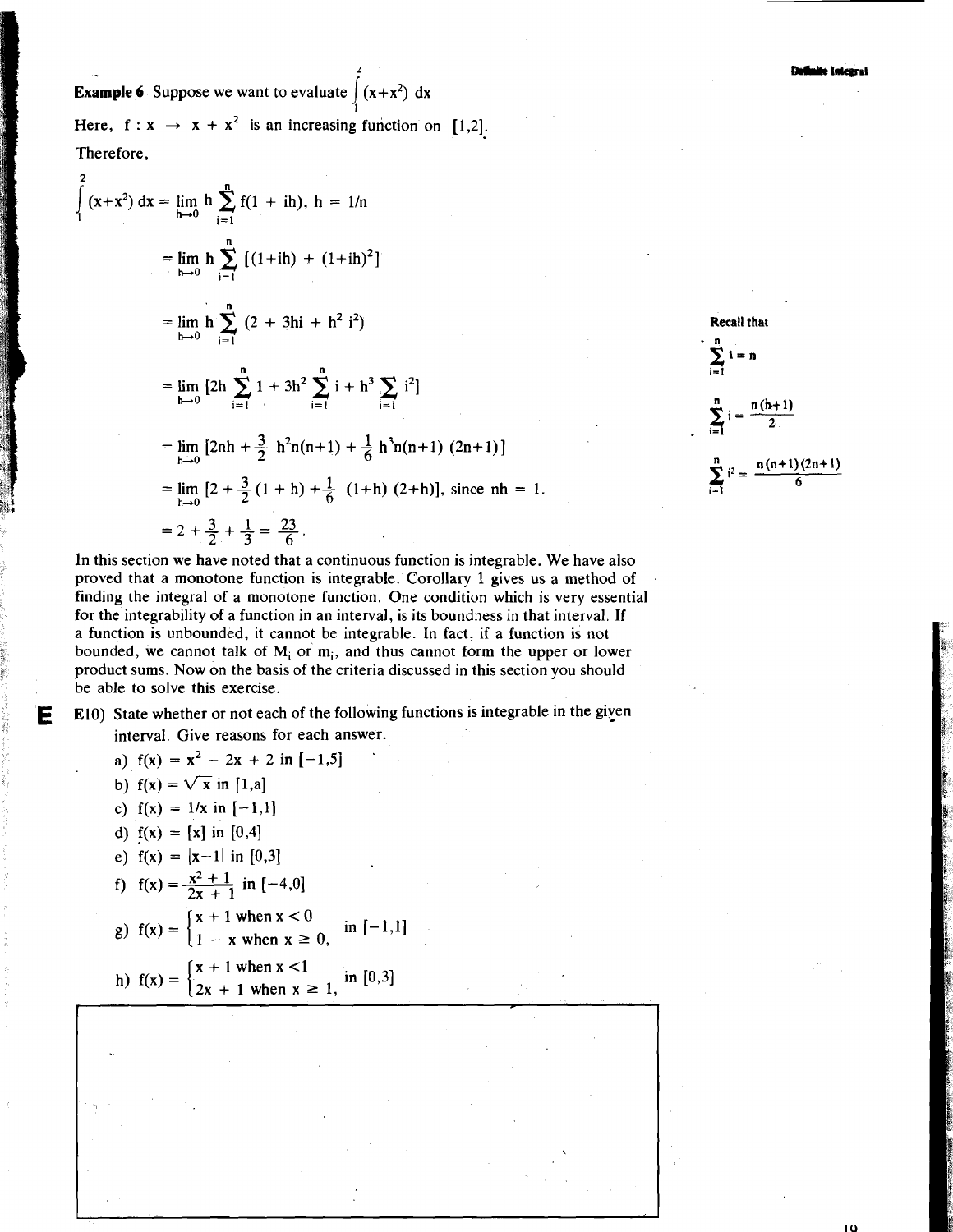**Example 6** Suppose we want to evaluate $\int_1^2 (x+x^2)\, dx$

Here, $f : x \to x + x^2$ is an increasing function on $[1,2]$.

Therefore,

$$\int_1^2 (x+x^2)\, dx = \lim_{h\to 0} h \sum_{i=1}^{n} f(1 + ih),\ h = 1/n$$

$$= \lim_{h\to 0} h \sum_{i=1}^{n} [(1+ih) + (1+ih)^2]$$

$$= \lim_{h\to 0} h \sum_{i=1}^{n} (2 + 3hi + h^2 i^2)$$

$$= \lim_{h\to 0} [2h \sum_{i=1}^{n} 1 + 3h^2 \sum_{i=1}^{n} i + h^3 \sum_{i=1}^{n} i^2]$$

$$= \lim_{h\to 0} [2nh + \frac{3}{2} h^2 n(n+1) + \frac{1}{6} h^3 n(n+1)(2n+1)]$$

$$= \lim_{h\to 0} [2 + \frac{3}{2}(1 + h) + \frac{1}{6}(1+h)(2+h)], \text{ since } nh = 1.$$

$$= 2 + \frac{3}{2} + \frac{1}{3} = \frac{23}{6}.$$

Recall that

$$\sum_{i=1}^{n} 1 = n$$

$$\sum_{i=1}^{n} i = \frac{n(n+1)}{2}$$

$$\sum_{i=1}^{n} i^2 = \frac{n(n+1)(2n+1)}{6}$$

In this section we have noted that a continuous function is integrable. We have also proved that a monotone function is integrable. Corollary 1 gives us a method of finding the integral of a monotone function. One condition which is very essential for the integrability of a function in an interval, is its boundness in that interval. If a function is unbounded, it cannot be integrable. In fact, if a function is not bounded, we cannot talk of $M_i$ or $m_i$, and thus cannot form the upper or lower product sums. Now on the basis of the criteria discussed in this section you should be able to solve this exercise.

**E** E10) State whether or not each of the following functions is integrable in the given interval. Give reasons for each answer.

a) $f(x) = x^2 - 2x + 2$ in $[-1,5]$

b) $f(x) = \sqrt{x}$ in $[1,a]$

c) $f(x) = 1/x$ in $[-1,1]$

d) $f(x) = [x]$ in $[0,4]$

e) $f(x) = |x-1|$ in $[0,3]$

f) $f(x) = \dfrac{x^2+1}{2x+1}$ in $[-4,0]$

g) $f(x) = \begin{cases} x + 1 \text{ when } x < 0 \\ 1 - x \text{ when } x \geq 0, \end{cases}$ in $[-1,1]$

h) $f(x) = \begin{cases} x + 1 \text{ when } x < 1 \\ 2x + 1 \text{ when } x \geq 1, \end{cases}$ in $[0,3]$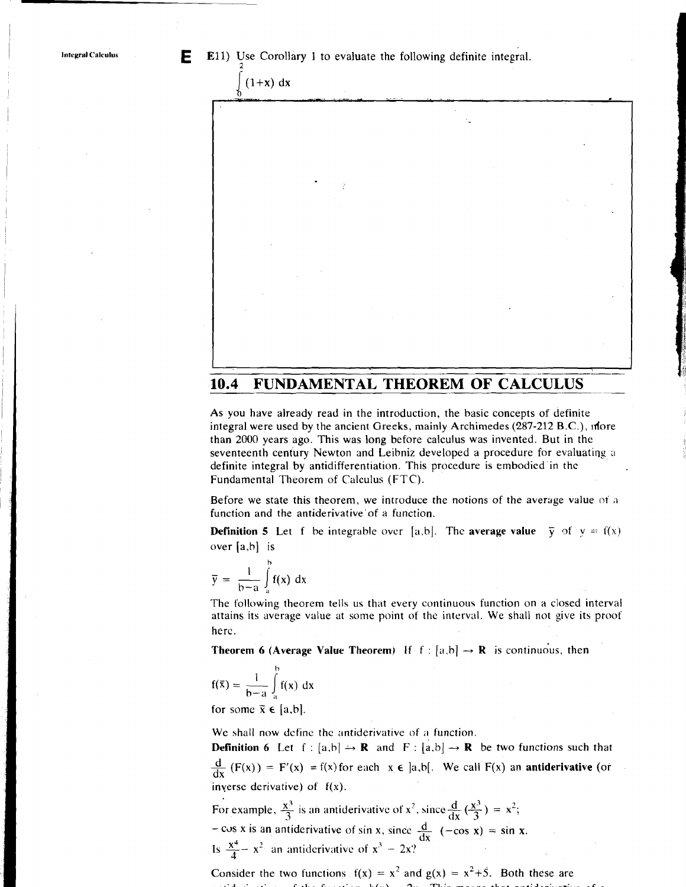E11) Use Corollary 1 to evaluate the following definite integral.

$$\int_0^2 (1+x)\, dx$$

## 10.4 FUNDAMENTAL THEOREM OF CALCULUS

As you have already read in the introduction, the basic concepts of definite integral were used by the ancient Greeks, mainly Archimedes (287-212 B.C.), more than 2000 years ago. This was long before calculus was invented. But in the seventeenth century Newton and Leibniz developed a procedure for evaluating a definite integral by antidifferentiation. This procedure is embodied in the Fundamental Theorem of Calculus (FTC).

Before we state this theorem, we introduce the notions of the average value of a function and the antiderivative of a function.

**Definition 5** Let f be integrable over $[a,b]$. The **average value** $\bar{y}$ of $y = f(x)$ over $[a,b]$ is

$$\bar{y} = \frac{1}{b-a} \int_a^b f(x)\, dx$$

The following theorem tells us that every continuous function on a closed interval attains its average value at some point of the interval. We shall not give its proof here.

**Theorem 6 (Average Value Theorem)** If $f : [a,b] \to \mathbf{R}$ is continuous, then

$$f(\bar{x}) = \frac{1}{b-a} \int_a^b f(x)\, dx$$

for some $\bar{x} \in [a,b]$.

We shall now define the antiderivative of a function.

**Definition 6** Let $f : [a,b] \to \mathbf{R}$ and $F : [a,b] \to \mathbf{R}$ be two functions such that $\frac{d}{dx}(F(x)) = F'(x) = f(x)$ for each $x \in ]a,b[$. We call $F(x)$ an **antiderivative** (or inverse derivative) of $f(x)$.

For example, $\frac{x^3}{3}$ is an antiderivative of $x^2$, since $\frac{d}{dx}\left(\frac{x^3}{3}\right) = x^2$;

$-\cos x$ is an antiderivative of $\sin x$, since $\frac{d}{dx}(-\cos x) = \sin x$.

Is $\frac{x^4}{4} - x^2$ an antiderivative of $x^3 - 2x$?

Consider the two functions $f(x) = x^2$ and $g(x) = x^2+5$. Both these are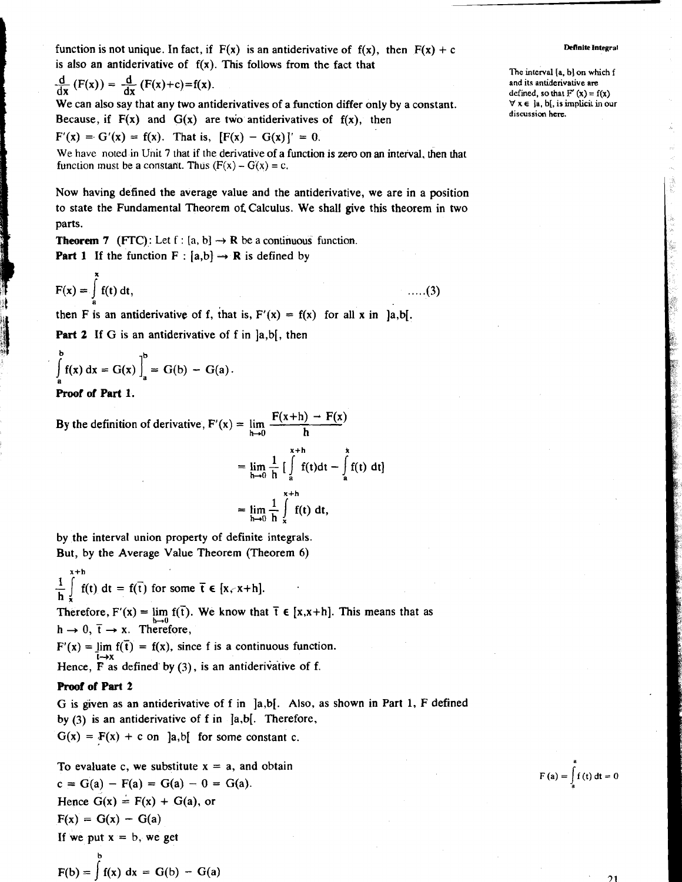function is not unique. In fact, if $F(x)$ is an antiderivative of $f(x)$, then $F(x) + c$ is also an antiderivative of $f(x)$. This follows from the fact that

$\frac{d}{dx}(F(x)) = \frac{d}{dx}(F(x)+c) = f(x)$.

We can also say that any two antiderivatives of a function differ only by a constant. Because, if $F(x)$ and $G(x)$ are two antiderivatives of $f(x)$, then

$F'(x) = G'(x) = f(x)$. That is, $[F(x) - G(x)]' = 0$.

We have noted in Unit 7 that if the derivative of a function is zero on an interval, then that function must be a constant. Thus $(F(x) - G(x)) = c$.

The interval $[a, b]$ on which f and its antiderivative are defined, so that $F'(x) = f(x)$ $\forall x \in ]a, b[$, is implicit in our discussion here.

Now having defined the average value and the antiderivative, we are in a position to state the Fundamental Theorem of Calculus. We shall give this theorem in two parts.

**Theorem 7** (FTC): Let $f : [a, b] \to \mathbf{R}$ be a continuous function.

**Part 1** If the function $F : [a,b] \to \mathbf{R}$ is defined by

$$F(x) = \int_a^x f(t)\, dt, \qquad \ldots..(3)$$

then F is an antiderivative of f, that is, $F'(x) = f(x)$ for all x in $]a,b[$.

**Part 2** If G is an antiderivative of f in $]a,b[$, then

$$\int_a^b f(x)\, dx = G(x)\Big]_a^b = G(b) - G(a).$$

**Proof of Part 1.**

By the definition of derivative, $F'(x) = \lim\limits_{h \to 0} \dfrac{F(x+h) - F(x)}{h}$

$$= \lim_{h \to 0} \frac{1}{h} \left[\int_a^{x+h} f(t)dt - \int_a^x f(t)\, dt\right]$$

$$= \lim_{h \to 0} \frac{1}{h} \int_x^{x+h} f(t)\, dt,$$

by the interval union property of definite integrals.

But, by the Average Value Theorem (Theorem 6)

$\frac{1}{h}\int_x^{x+h} f(t)\, dt = f(\bar{t})$ for some $\bar{t} \in [x, x+h]$.

Therefore, $F'(x) = \lim\limits_{h \to 0} f(\bar{t})$. We know that $\bar{t} \in [x,x+h]$. This means that as $h \to 0$, $\bar{t} \to x$. Therefore,

$F'(x) = \lim\limits_{\bar{t} \to x} f(\bar{t}) = f(x)$, since f is a continuous function.

Hence, F as defined by (3), is an antiderivative of f.

**Proof of Part 2**

G is given as an antiderivative of f in $]a,b[$. Also, as shown in Part 1, F defined by (3) is an antiderivative of f in $]a,b[$. Therefore,

$G(x) = F(x) + c$ on $]a,b[$ for some constant c.

To evaluate c, we substitute $x = a$, and obtain

$c = G(a) - F(a) = G(a) - 0 = G(a)$.

$F(a) = \int_a^a f(t)\, dt = 0$

Hence $G(x) = F(x) + G(a)$, or

$F(x) = G(x) - G(a)$

If we put $x = b$, we get

$$F(b) = \int_a^b f(x)\, dx = G(b) - G(a)$$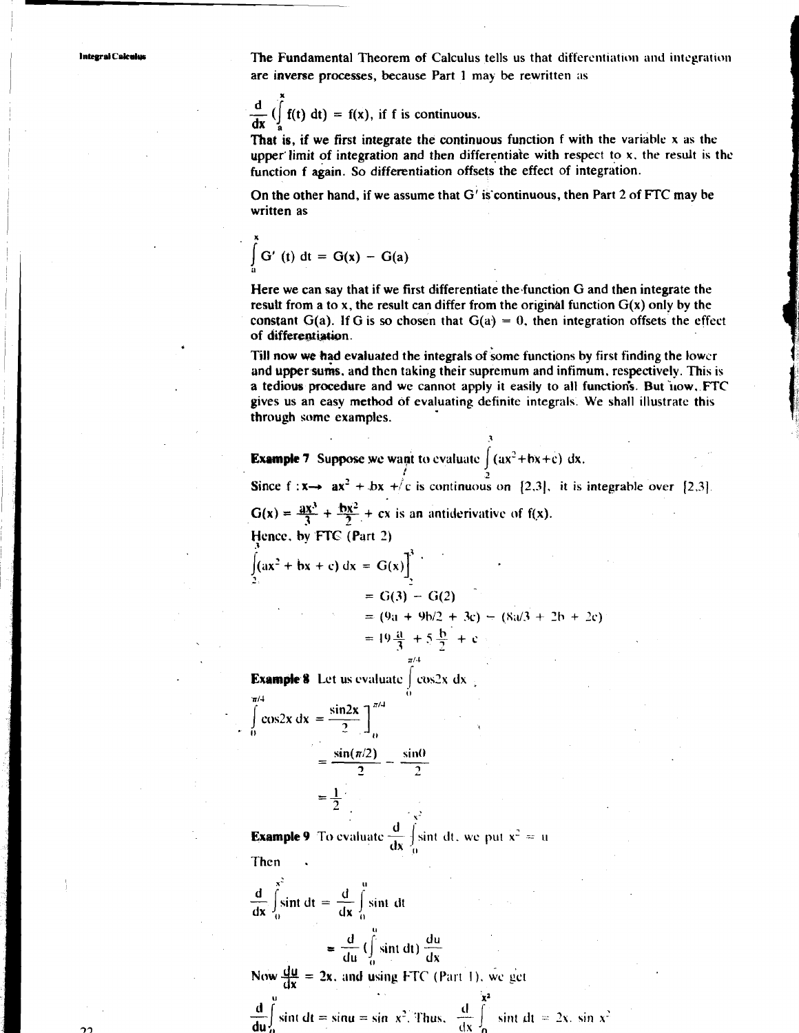The Fundamental Theorem of Calculus tells us that differentiation and integration are inverse processes, because Part 1 may be rewritten as

$$\frac{d}{dx}\left(\int_a^x f(t)\,dt\right) = f(x), \text{ if f is continuous.}$$

That is, if we first integrate the continuous function f with the variable x as the upper limit of integration and then differentiate with respect to x, the result is the function f again. So differentiation offsets the effect of integration.

On the other hand, if we assume that G′ is continuous, then Part 2 of FTC may be written as

$$\int_a^x G'(t)\,dt = G(x) - G(a)$$

Here we can say that if we first differentiate the function G and then integrate the result from a to x, the result can differ from the original function G(x) only by the constant G(a). If G is so chosen that G(a) = 0, then integration offsets the effect of differentiation.

Till now we had evaluated the integrals of some functions by first finding the lower and upper sums, and then taking their supremum and infimum, respectively. This is a tedious procedure and we cannot apply it easily to all functions. But now, FTC gives us an easy method of evaluating definite integrals. We shall illustrate this through some examples.

**Example 7** Suppose we want to evaluate $\int_2^3 (ax^2+bx+c)\,dx$.

Since $f : x \to ax^2 + bx + c$ is continuous on [2,3], it is integrable over [2,3].

$G(x) = \frac{ax^3}{3} + \frac{bx^2}{2} + cx$ is an antiderivative of f(x).

Hence, by FTC (Part 2)

$$\int_2^3 (ax^2 + bx + c)\,dx = G(x)\Big]_2^3$$

$$= G(3) - G(2)$$

$$= (9a + 9b/2 + 3c) - (8a/3 + 2b + 2c)$$

$$= 19\frac{a}{3} + 5\frac{b}{2} + c$$

**Example 8** Let us evaluate $\int_0^{\pi/4} \cos 2x\,dx$.

$$\int_0^{\pi/4} \cos 2x\,dx = \frac{\sin 2x}{2}\Big]_0^{\pi/4}$$

$$= \frac{\sin(\pi/2)}{2} - \frac{\sin 0}{2}$$

$$= \frac{1}{2}$$

**Example 9** To evaluate $\frac{d}{dx}\int_0^{x^2} \sin t\,dt$, we put $x^2 = u$

Then

$$\frac{d}{dx}\int_0^{x^2} \sin t\,dt = \frac{d}{dx}\int_0^{u} \sin t\,dt$$

$$= \frac{d}{du}\left(\int_0^{u} \sin t\,dt\right)\frac{du}{dx}$$

Now $\frac{du}{dx} = 2x$, and using FTC (Part 1), we get

$\frac{d}{du}\int_0^{u} \sin t\,dt = \sin u = \sin x^2$. Thus, $\frac{d}{dx}\int_0^{x^2} \sin t\,dt = 2x.\sin x^2$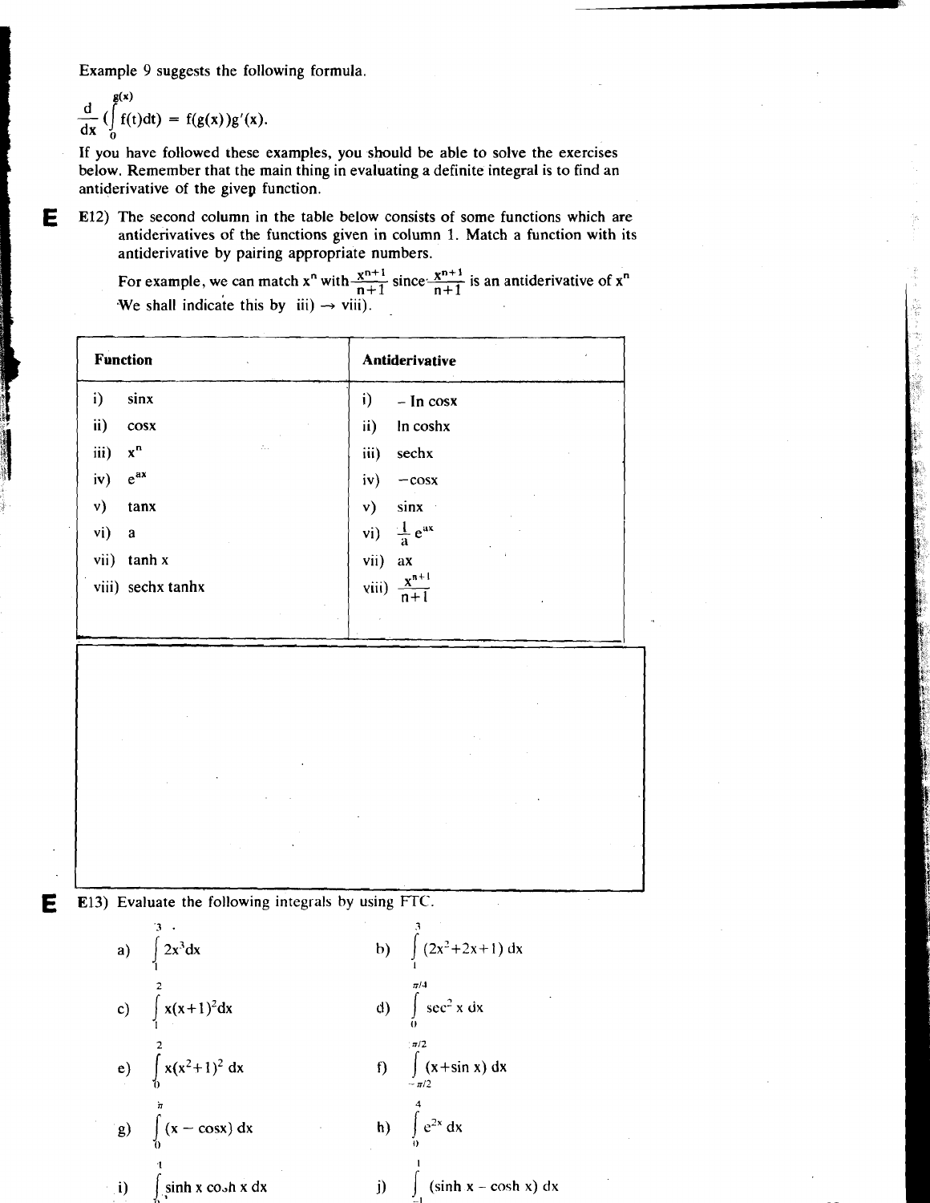Example 9 suggests the following formula.

$$\frac{d}{dx}\left(\int_0^{g(x)} f(t)dt\right) = f(g(x))g'(x).$$

If you have followed these examples, you should be able to solve the exercises below. Remember that the main thing in evaluating a definite integral is to find an antiderivative of the givep function.

**E** E12) The second column in the table below consists of some functions which are antiderivatives of the functions given in column 1. Match a function with its antiderivative by pairing appropriate numbers.

For example, we can match $x^n$ with $\frac{x^{n+1}}{n+1}$ since $\frac{x^{n+1}}{n+1}$ is an antiderivative of $x^n$. We shall indicate this by iii) → viii).

| Function | Antiderivative |
|---|---|
| i) $\sin x$ | i) $-\ln \cos x$ |
| ii) $\cos x$ | ii) $\ln \cosh x$ |
| iii) $x^n$ | iii) $\text{sech} x$ |
| iv) $e^{ax}$ | iv) $-\cos x$ |
| v) $\tan x$ | v) $\sin x$ |
| vi) $a$ | vi) $\frac{1}{a}e^{ax}$ |
| vii) $\tanh x$ | vii) $ax$ |
| viii) $\text{sech} x \tanh x$ | viii) $\frac{x^{n+1}}{n+1}$ |

**E** E13) Evaluate the following integrals by using FTC.

a) $\int_1^3 2x^3 dx$ b) $\int_1^3 (2x^2+2x+1)\, dx$

c) $\int_1^2 x(x+1)^2 dx$ d) $\int_0^{\pi/4} \sec^2 x\, dx$

e) $\int_0^2 x(x^2+1)^2\, dx$ f) $\int_{-\pi/2}^{\pi/2} (x+\sin x)\, dx$

g) $\int_0^{\pi} (x - \cos x)\, dx$ h) $\int_0^4 e^{2x}\, dx$

i) $\int_0^1 \sinh x \cosh x\, dx$ j) $\int_{-1}^{1} (\sinh x - \cosh x)\, dx$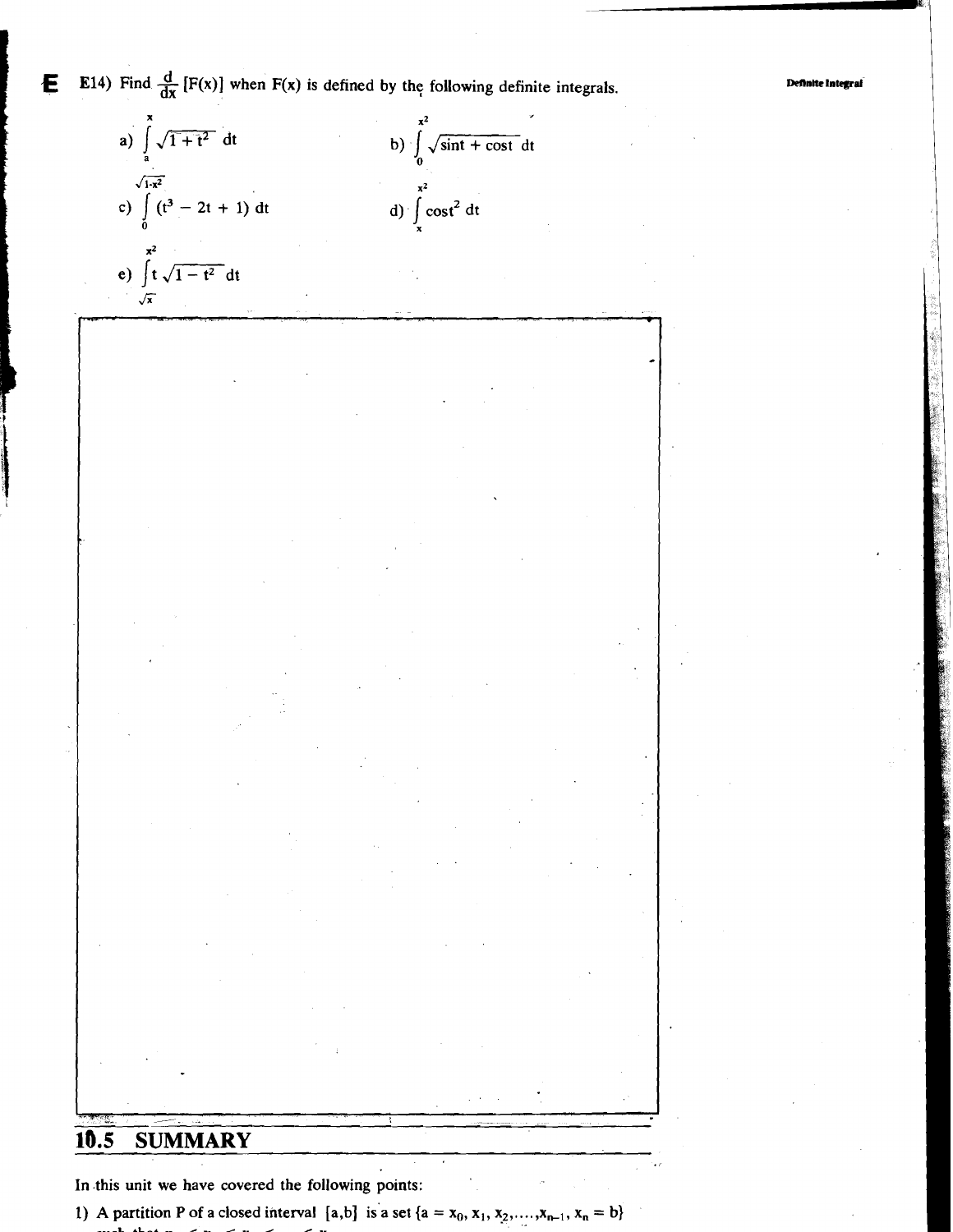E14) Find $\frac{d}{dx}[F(x)]$ when F(x) is defined by the following definite integrals.

a) $\int_a^x \sqrt{1+t^2}\, dt$

b) $\int_0^{x^2} \sqrt{\sin t + \cos t}\, dt$

c) $\int_0^{\sqrt{1-x^2}} (t^3 - 2t + 1)\, dt$

d) $\int_x^{x^2} \cos t^2\, dt$

e) $\int_{\sqrt{x}}^{x^2} t\sqrt{1-t^2}\, dt$

## 10.5 SUMMARY

In this unit we have covered the following points:

1) A partition P of a closed interval $[a,b]$ is a set $\{a = x_0, x_1, x_2, \ldots, x_{n-1}, x_n = b\}$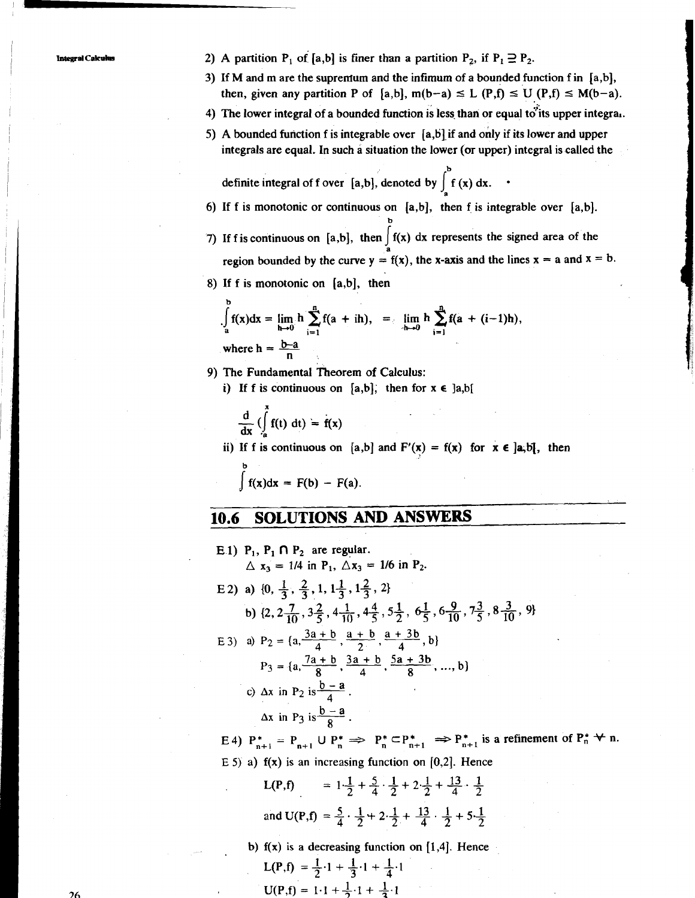2) A partition $P_1$ of $[a,b]$ is finer than a partition $P_2$, if $P_1 \supseteq P_2$.

3) If M and m are the supremum and the infimum of a bounded function f in $[a,b]$, then, given any partition P of $[a,b]$, $m(b-a) \leq L(P,f) \leq U(P,f) \leq M(b-a)$.

4) The lower integral of a bounded function is less than or equal to its upper integral.

5) A bounded function f is integrable over $[a,b]$ if and only if its lower and upper integrals are equal. In such a situation the lower (or upper) integral is called the definite integral of f over $[a,b]$, denoted by $\int_a^b f(x)\, dx$.

6) If f is monotonic or continuous on $[a,b]$, then f is integrable over $[a,b]$.

7) If f is continuous on $[a,b]$, then $\int_a^b f(x)\, dx$ represents the signed area of the region bounded by the curve $y = f(x)$, the x-axis and the lines $x = a$ and $x = b$.

8) If f is monotonic on $[a,b]$, then

$$\int_a^b f(x)dx = \lim_{h \to 0} h \sum_{i=1}^{n} f(a + ih), \quad = \lim_{h \to 0} h \sum_{i=1}^{n} f(a + (i-1)h),$$

where $h = \frac{b-a}{n}$

9) The Fundamental Theorem of Calculus:

i) If f is continuous on $[a,b]$, then for $x \in ]a,b[$

$$\frac{d}{dx}\left(\int_a^x f(t)\, dt\right) = f(x)$$

ii) If f is continuous on $[a,b]$ and $F'(x) = f(x)$ for $x \in ]a,b[$, then

$$\int_a^b f(x)dx = F(b) - F(a).$$

## 10.6 SOLUTIONS AND ANSWERS

E1) $P_1$, $P_1 \cap P_2$ are regular.

$\Delta x_3 = 1/4$ in $P_1$, $\Delta x_3 = 1/6$ in $P_2$.

E2) a) $\{0, \frac{1}{3}, \frac{2}{3}, 1, 1\frac{1}{3}, 1\frac{2}{3}, 2\}$

b) $\{2, 2\frac{7}{10}, 3\frac{2}{5}, 4\frac{1}{10}, 4\frac{4}{5}, 5\frac{1}{2}, 6\frac{1}{5}, 6\frac{9}{10}, 7\frac{3}{5}, 8\frac{3}{10}, 9\}$

E3) a) $P_2 = \{a, \frac{3a+b}{4}, \frac{a+b}{2}, \frac{a+3b}{4}, b\}$

$P_3 = \{a, \frac{7a+b}{8}, \frac{3a+b}{4}, \frac{5a+3b}{8}, \ldots, b\}$

c) $\Delta x$ in $P_2$ is $\frac{b-a}{4}$.

$\Delta x$ in $P_3$ is $\frac{b-a}{8}$.

E4) $P^*_{n+1} = P_{n+1} \cup P^*_n \Rightarrow P^*_n \subset P^*_{n+1} \Rightarrow P^*_{n+1}$ is a refinement of $P^*_n \; \forall \; n$.

E5) a) f(x) is an increasing function on $[0,2]$. Hence

$L(P,f) = 1 \cdot \frac{1}{2} + \frac{5}{4} \cdot \frac{1}{2} + 2 \cdot \frac{1}{2} + \frac{13}{4} \cdot \frac{1}{2}$

and $U(P,f) = \frac{5}{4} \cdot \frac{1}{2} + 2 \cdot \frac{1}{2} + \frac{13}{4} \cdot \frac{1}{2} + 5 \cdot \frac{1}{2}$

b) f(x) is a decreasing function on $[1,4]$. Hence

$L(P,f) = \frac{1}{2} \cdot 1 + \frac{1}{3} \cdot 1 + \frac{1}{4} \cdot 1$

$U(P,f) = 1 \cdot 1 + \frac{1}{2} \cdot 1 + \frac{1}{3} \cdot 1$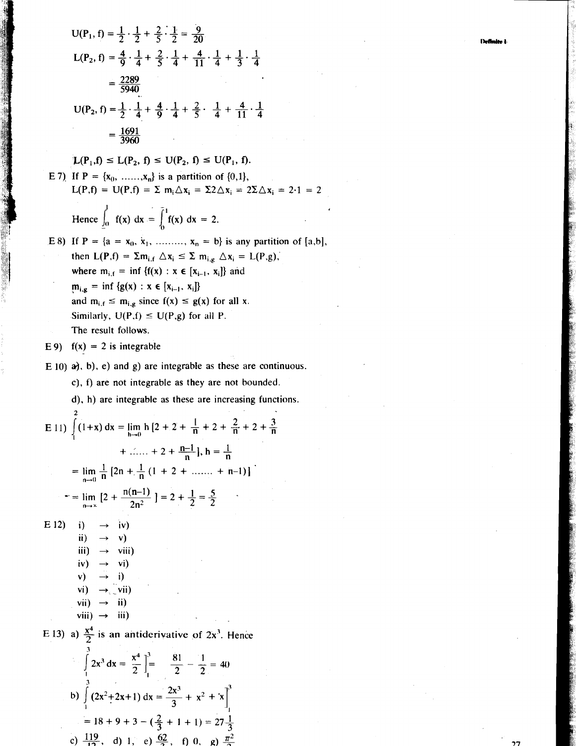$$U(P_1, f) = \frac{1}{2}\cdot\frac{1}{2} + \frac{2}{5}\cdot\frac{1}{2} = \frac{9}{20}$$

$$L(P_2, f) = \frac{4}{9}\cdot\frac{1}{4} + \frac{2}{5}\cdot\frac{1}{4} + \frac{4}{11}\cdot\frac{1}{4} + \frac{1}{3}\cdot\frac{1}{4}$$

$$= \frac{2289}{5940}$$

$$U(P_2, f) = \frac{1}{2}\cdot\frac{1}{4} + \frac{4}{9}\cdot\frac{1}{4} + \frac{2}{5}\cdot\frac{1}{4} + \frac{4}{11}\cdot\frac{1}{4}$$

$$= \frac{1691}{3960}$$

$$L(P_1,f) \leq L(P_2, f) \leq U(P_2, f) \leq U(P_1, f).$$

E 7) If $P = \{x_0, \ldots\ldots, x_n\}$ is a partition of $\{0,1\}$,

$L(P,f) = U(P,f) = \Sigma\, m_i \Delta x_i = \Sigma 2\Delta x_i = 2\Sigma\Delta x_i = 2\cdot 1 = 2$

Hence $\underline{\int_0^1} f(x)\, dx = \overline{\int_0^1} f(x)\, dx = 2.$

E 8) If $P = \{a = x_0, x_1, \ldots\ldots\ldots, x_n = b\}$ is any partition of $[a,b]$, then $L(P,f) = \Sigma m_{i,f}\, \Delta x_i \leq \Sigma\, m_{i,g}\, \Delta x_i = L(P,g)$,

where $m_{i,f} = \inf \{f(x) : x \in [x_{i-1}, x_i]\}$ and

$m_{i,g} = \inf \{g(x) : x \in [x_{i-1}, x_i]\}$

and $m_{i,f} \leq m_{i,g}$ since $f(x) \leq g(x)$ for all x.

Similarly, $U(P,f) \leq U(P,g)$ for all P.

The result follows.

E 9) $f(x) = 2$ is integrable

E 10) a), b), e) and g) are integrable as these are continuous.

c), f) are not integrable as they are not bounded.

d), h) are integrable as these are increasing functions.

E 11) $\int_1^2 (1+x)\, dx = \lim_{h\to 0} h\,[2 + 2 + \frac{1}{n} + 2 + \frac{2}{n} + 2 + \frac{3}{n} + \ldots\ldots + 2 + \frac{n-1}{n}],\ h = \frac{1}{n}$

$= \lim_{n\to 0} \frac{1}{n}\,[2n + \frac{1}{n}(1 + 2 + \ldots\ldots + n-1)]$

$= \lim_{n\to\infty} [2 + \frac{n(n-1)}{2n^2}] = 2 + \frac{1}{2} = \frac{5}{2}$

E 12)
i) → iv)
ii) → v)
iii) → viii)
iv) → vi)
v) → i)
vi) → vii)
vii) → ii)
viii) → iii)

E 13) a) $\frac{x^4}{2}$ is an antiderivative of $2x^3$. Hence

$$\int_1^3 2x^3\, dx = \left.\frac{x^4}{2}\right]_1^3 = \frac{81}{2} - \frac{1}{2} = 40$$

b) $\int_1^3 (2x^2+2x+1)\, dx = \left.\frac{2x^3}{3} + x^2 + x\right]_1^3$

$= 18 + 9 + 3 - (\frac{2}{3} + 1 + 1) = 27\frac{1}{3}$

c) $\frac{119}{12}$, d) 1, e) $\frac{62}{3}$, f) 0, g) $\frac{\pi^2}{2}$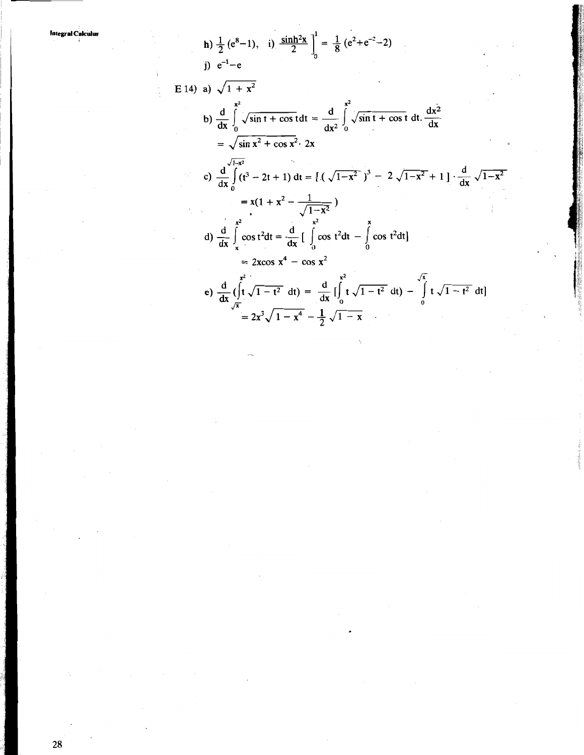h) $\frac{1}{2}(e^8-1)$, i) $\left.\frac{\sinh^2 x}{2}\right]_0^1 = \frac{1}{8}(e^2+e^{-2}-2)$

j) $e^{-1}-e$

E 14) a) $\sqrt{1+x^2}$

b) $\frac{d}{dx}\int_0^{x^2}\sqrt{\sin t+\cos t}\,dt = \frac{d}{dx^2}\int_0^{x^2}\sqrt{\sin t+\cos t}\,dt.\frac{dx^2}{dx}$

$= \sqrt{\sin x^2+\cos x^2}\cdot 2x$

c) $\frac{d}{dx}\int_0^{\sqrt{1-x^2}}(t^3-2t+1)\,dt = [(\sqrt{1-x^2})^3 - 2\sqrt{1-x^2}+1]\cdot\frac{d}{dx}\sqrt{1-x^2}$

$= x(1+x^2-\frac{1}{\sqrt{1-x^2}})$

d) $\frac{d}{dx}\int_x^{x^2}\cos t^2 dt = \frac{d}{dx}[\int_0^{x^2}\cos t^2 dt - \int_0^{x}\cos t^2 dt]$

$= 2x\cos x^4 - \cos x^2$

e) $\frac{d}{dx}(\int_{\sqrt{x}}^{x^2} t\sqrt{1-t^2}\,dt) = \frac{d}{dx}[(\int_0^{x^2} t\sqrt{1-t^2}\,dt) - \int_0^{\sqrt{x}} t\sqrt{1-t^2}\,dt]$

$= 2x^3\sqrt{1-x^4} - \frac{1}{2}\sqrt{1-x}$